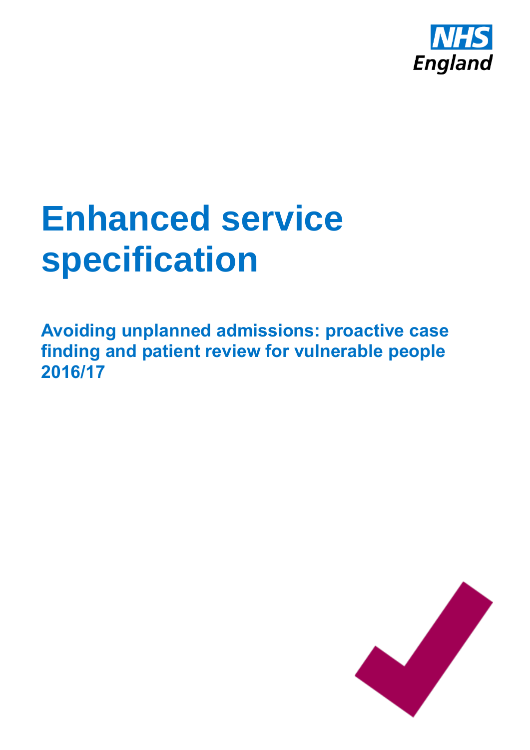NHS England

# Enhanced service specification

## Avoiding unplanned admissions: proactive case finding and patient review for vulnerable people 2016/17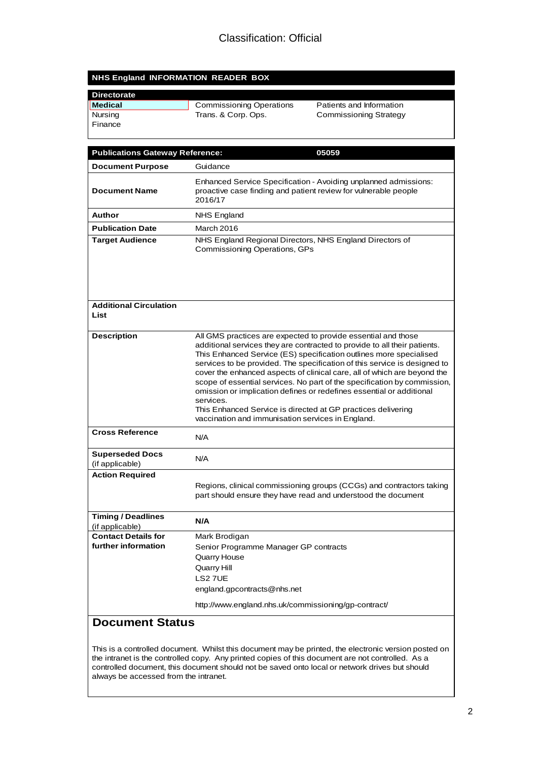Classification: Official

| NHS England INFORMATION READER BOX | | |
|---|---|---|
| **Directorate** | | |
| **Medical** | Commissioning Operations | Patients and Information |
| Nursing | Trans. & Corp. Ops. | Commissioning Strategy |
| Finance | | |

| **Publications Gateway Reference:** | **05059** |
|---|---|
| **Document Purpose** | Guidance |
| **Document Name** | Enhanced Service Specification - Avoiding unplanned admissions: proactive case finding and patient review for vulnerable people 2016/17 |
| **Author** | NHS England |
| **Publication Date** | March 2016 |
| **Target Audience** | NHS England Regional Directors, NHS England Directors of Commissioning Operations, GPs |
| **Additional Circulation List** | |
| **Description** | All GMS practices are expected to provide essential and those additional services they are contracted to provide to all their patients. This Enhanced Service (ES) specification outlines more specialised services to be provided. The specification of this service is designed to cover the enhanced aspects of clinical care, all of which are beyond the scope of essential services. No part of the specification by commission, omission or implication defines or redefines essential or additional services.<br>This Enhanced Service is directed at GP practices delivering vaccination and immunisation services in England. |
| **Cross Reference** | N/A |
| **Superseded Docs** (if applicable) | N/A |
| **Action Required** | Regions, clinical commissioning groups (CCGs) and contractors taking part should ensure they have read and understood the document |
| **Timing / Deadlines** (if applicable) | **N/A** |
| **Contact Details for further information** | Mark Brodigan<br>Senior Programme Manager GP contracts<br>Quarry House<br>Quarry Hill<br>LS2 7UE<br>england.gpcontracts@nhs.net<br><br>http://www.england.nhs.uk/commissioning/gp-contract/ |

## Document Status

This is a controlled document. Whilst this document may be printed, the electronic version posted on the intranet is the controlled copy. Any printed copies of this document are not controlled. As a controlled document, this document should not be saved onto local or network drives but should always be accessed from the intranet.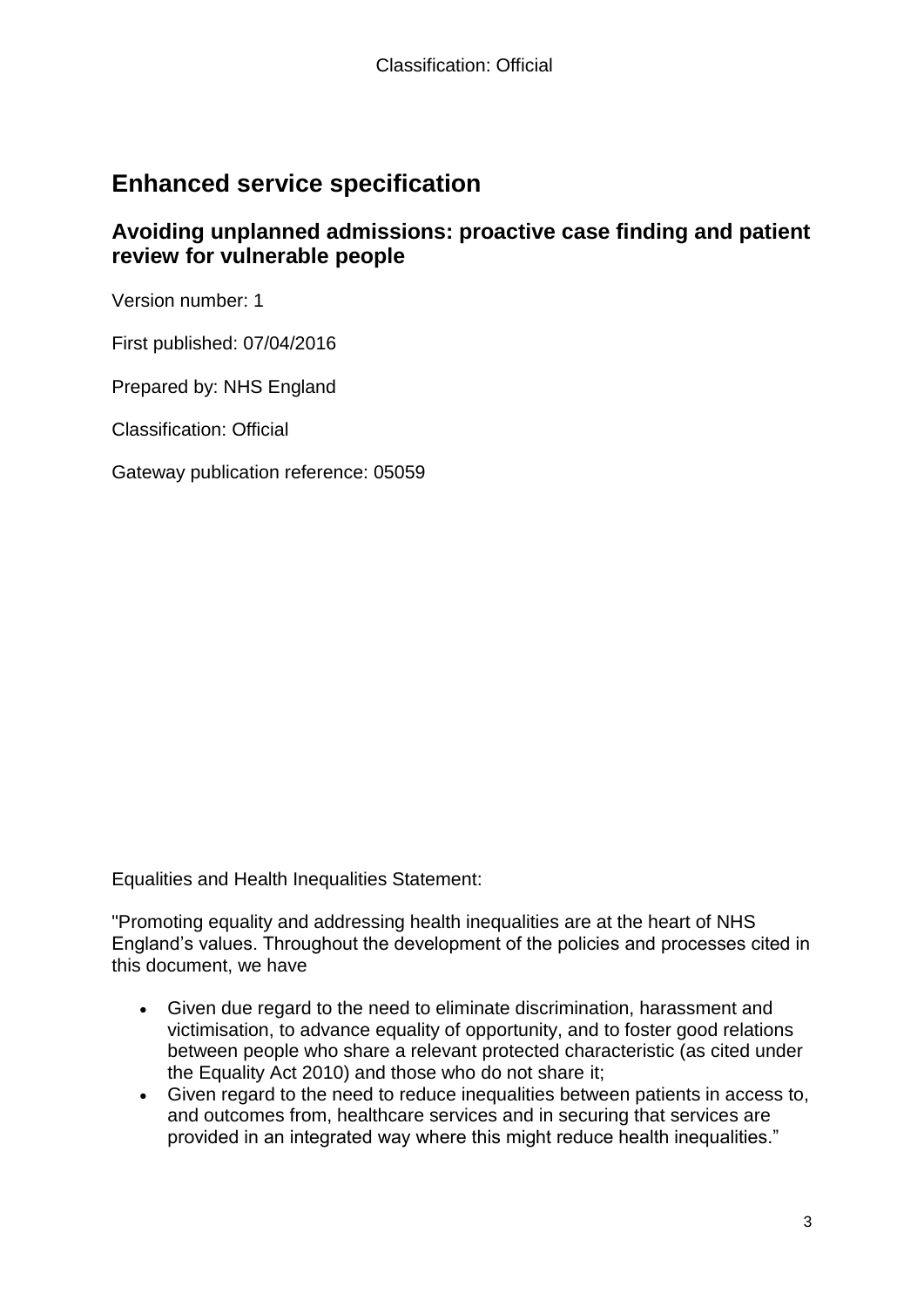# Enhanced service specification

## Avoiding unplanned admissions: proactive case finding and patient review for vulnerable people

Version number: 1

First published: 07/04/2016

Prepared by: NHS England

Classification: Official

Gateway publication reference: 05059

Equalities and Health Inequalities Statement:

"Promoting equality and addressing health inequalities are at the heart of NHS England's values. Throughout the development of the policies and processes cited in this document, we have

- Given due regard to the need to eliminate discrimination, harassment and victimisation, to advance equality of opportunity, and to foster good relations between people who share a relevant protected characteristic (as cited under the Equality Act 2010) and those who do not share it;
- Given regard to the need to reduce inequalities between patients in access to, and outcomes from, healthcare services and in securing that services are provided in an integrated way where this might reduce health inequalities."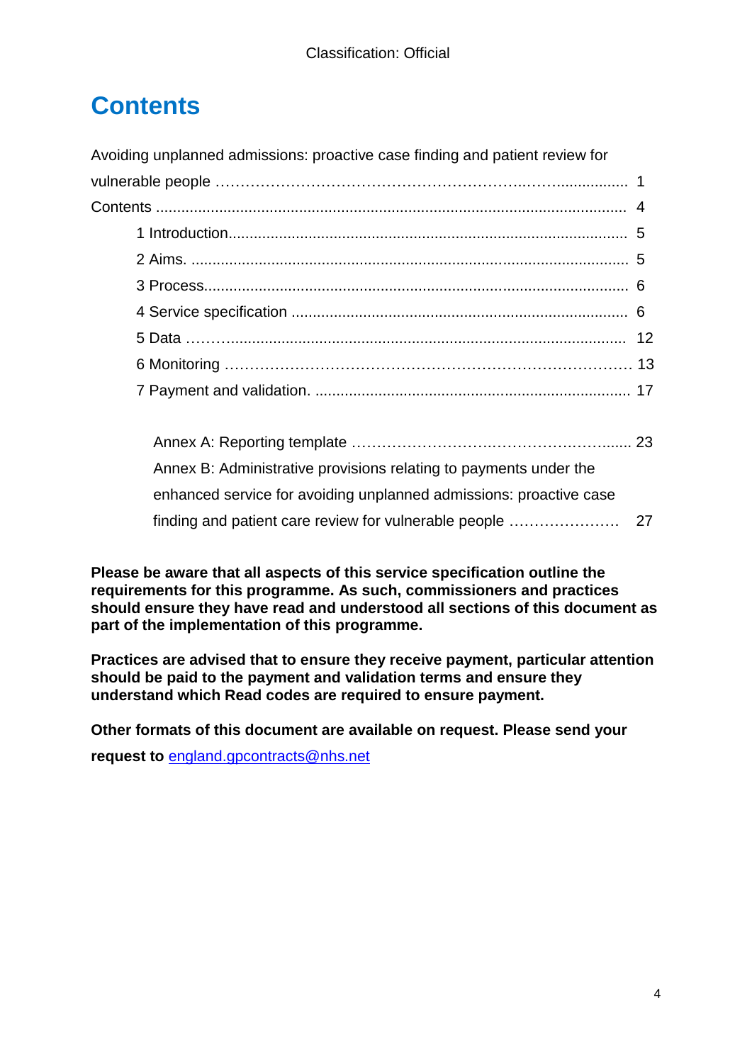# Contents

Avoiding unplanned admissions: proactive case finding and patient review for vulnerable people ........................................................................ 1

Contents .......................................................................................................... 4

- 1 Introduction.......................................................................................... 5
- 2 Aims. ................................................................................................. 5
- 3 Process................................................................................................ 6
- 4 Service specification ............................................................................ 6
- 5 Data ................................................................................................... 12
- 6 Monitoring ........................................................................................... 13
- 7 Payment and validation. ...................................................................... 17

Annex A: Reporting template ........................................................................ 23

Annex B: Administrative provisions relating to payments under the enhanced service for avoiding unplanned admissions: proactive case finding and patient care review for vulnerable people ...................... 27

**Please be aware that all aspects of this service specification outline the requirements for this programme. As such, commissioners and practices should ensure they have read and understood all sections of this document as part of the implementation of this programme.**

**Practices are advised that to ensure they receive payment, particular attention should be paid to the payment and validation terms and ensure they understand which Read codes are required to ensure payment.**

**Other formats of this document are available on request. Please send your request to** [england.gpcontracts@nhs.net](mailto:england.gpcontracts@nhs.net)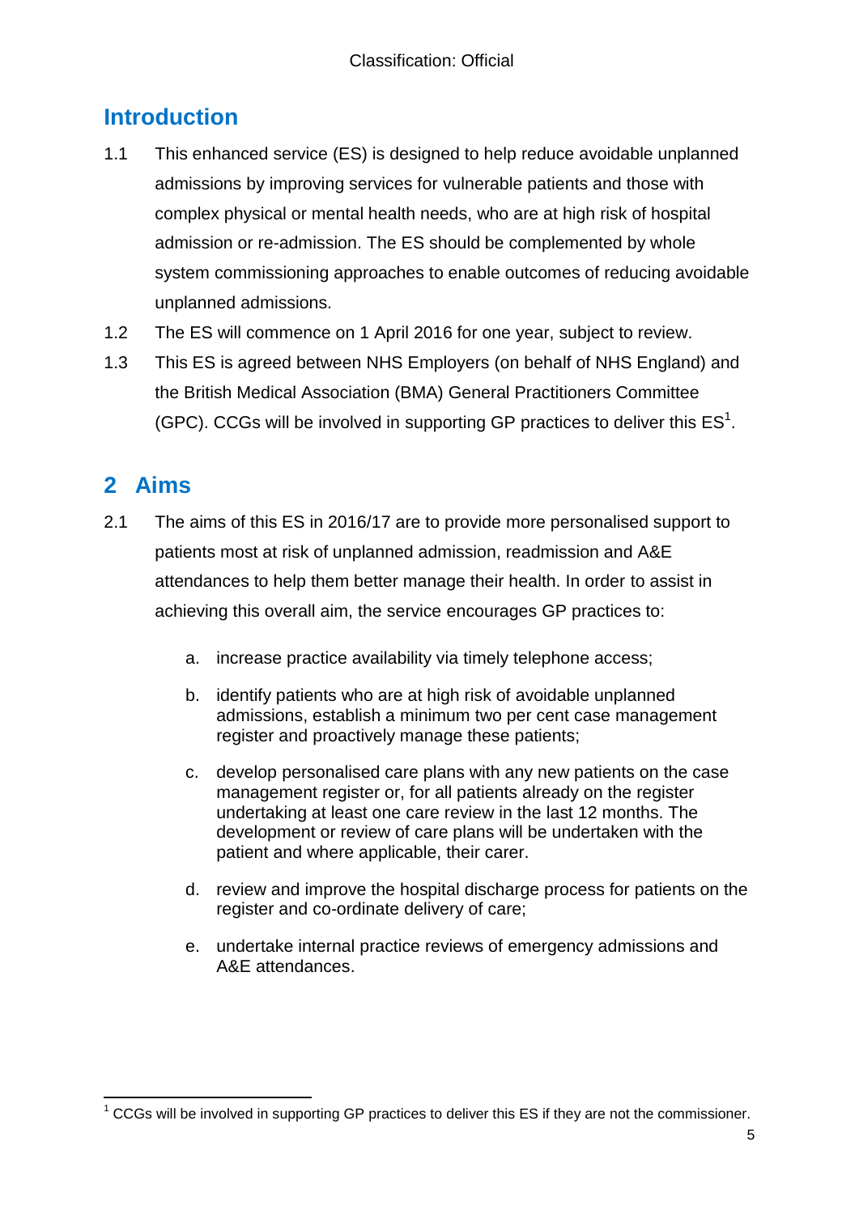## Introduction

1.1 This enhanced service (ES) is designed to help reduce avoidable unplanned admissions by improving services for vulnerable patients and those with complex physical or mental health needs, who are at high risk of hospital admission or re-admission. The ES should be complemented by whole system commissioning approaches to enable outcomes of reducing avoidable unplanned admissions.

1.2 The ES will commence on 1 April 2016 for one year, subject to review.

1.3 This ES is agreed between NHS Employers (on behalf of NHS England) and the British Medical Association (BMA) General Practitioners Committee (GPC). CCGs will be involved in supporting GP practices to deliver this ES[1].

## 2 Aims

2.1 The aims of this ES in 2016/17 are to provide more personalised support to patients most at risk of unplanned admission, readmission and A&E attendances to help them better manage their health. In order to assist in achieving this overall aim, the service encourages GP practices to:

a. increase practice availability via timely telephone access;

b. identify patients who are at high risk of avoidable unplanned admissions, establish a minimum two per cent case management register and proactively manage these patients;

c. develop personalised care plans with any new patients on the case management register or, for all patients already on the register undertaking at least one care review in the last 12 months. The development or review of care plans will be undertaken with the patient and where applicable, their carer.

d. review and improve the hospital discharge process for patients on the register and co-ordinate delivery of care;

e. undertake internal practice reviews of emergency admissions and A&E attendances.

---

[1] CCGs will be involved in supporting GP practices to deliver this ES if they are not the commissioner.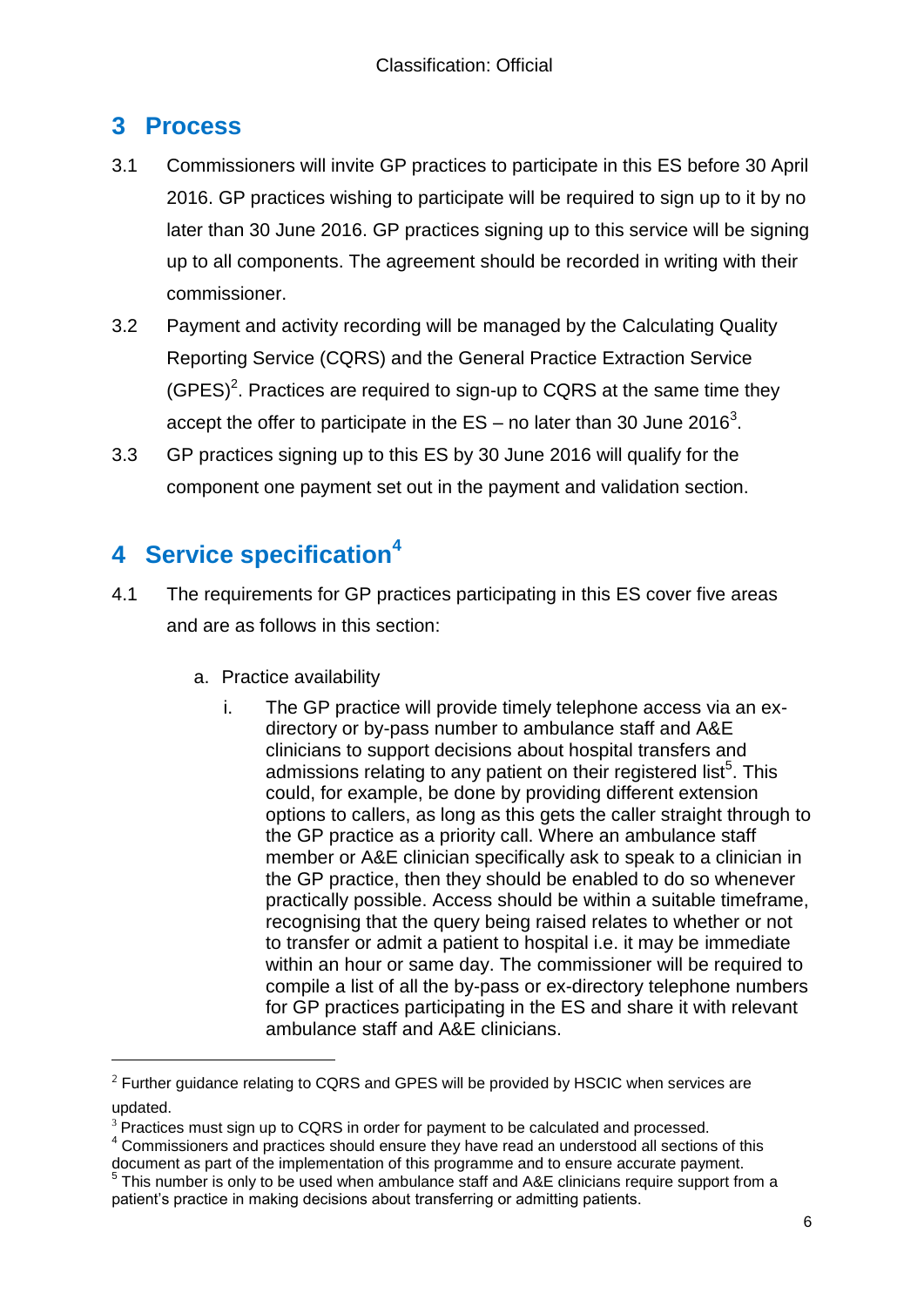## 3 Process

3.1 Commissioners will invite GP practices to participate in this ES before 30 April 2016. GP practices wishing to participate will be required to sign up to it by no later than 30 June 2016. GP practices signing up to this service will be signing up to all components. The agreement should be recorded in writing with their commissioner.

3.2 Payment and activity recording will be managed by the Calculating Quality Reporting Service (CQRS) and the General Practice Extraction Service (GPES)[2]. Practices are required to sign-up to CQRS at the same time they accept the offer to participate in the ES – no later than 30 June 2016[3].

3.3 GP practices signing up to this ES by 30 June 2016 will qualify for the component one payment set out in the payment and validation section.

## 4 Service specification[4]

4.1 The requirements for GP practices participating in this ES cover five areas and are as follows in this section:

a. Practice availability

i. The GP practice will provide timely telephone access via an ex-directory or by-pass number to ambulance staff and A&E clinicians to support decisions about hospital transfers and admissions relating to any patient on their registered list[5]. This could, for example, be done by providing different extension options to callers, as long as this gets the caller straight through to the GP practice as a priority call. Where an ambulance staff member or A&E clinician specifically ask to speak to a clinician in the GP practice, then they should be enabled to do so whenever practically possible. Access should be within a suitable timeframe, recognising that the query being raised relates to whether or not to transfer or admit a patient to hospital i.e. it may be immediate within an hour or same day. The commissioner will be required to compile a list of all the by-pass or ex-directory telephone numbers for GP practices participating in the ES and share it with relevant ambulance staff and A&E clinicians.

---

[2] Further guidance relating to CQRS and GPES will be provided by HSCIC when services are updated.

[3] Practices must sign up to CQRS in order for payment to be calculated and processed.

[4] Commissioners and practices should ensure they have read an understood all sections of this document as part of the implementation of this programme and to ensure accurate payment.

[5] This number is only to be used when ambulance staff and A&E clinicians require support from a patient's practice in making decisions about transferring or admitting patients.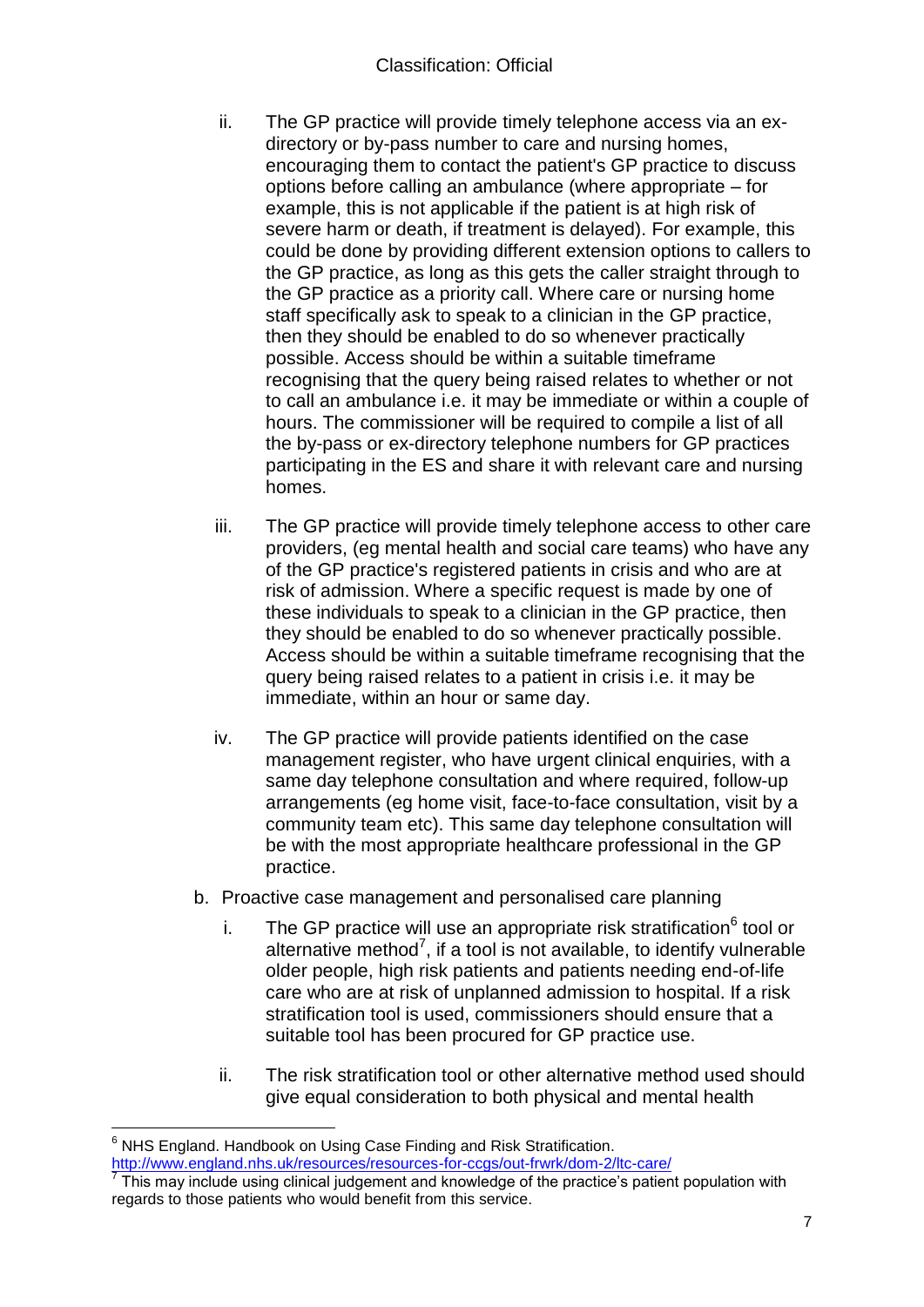ii. The GP practice will provide timely telephone access via an ex-directory or by-pass number to care and nursing homes, encouraging them to contact the patient's GP practice to discuss options before calling an ambulance (where appropriate – for example, this is not applicable if the patient is at high risk of severe harm or death, if treatment is delayed). For example, this could be done by providing different extension options to callers to the GP practice, as long as this gets the caller straight through to the GP practice as a priority call. Where care or nursing home staff specifically ask to speak to a clinician in the GP practice, then they should be enabled to do so whenever practically possible. Access should be within a suitable timeframe recognising that the query being raised relates to whether or not to call an ambulance i.e. it may be immediate or within a couple of hours. The commissioner will be required to compile a list of all the by-pass or ex-directory telephone numbers for GP practices participating in the ES and share it with relevant care and nursing homes.

iii. The GP practice will provide timely telephone access to other care providers, (eg mental health and social care teams) who have any of the GP practice's registered patients in crisis and who are at risk of admission. Where a specific request is made by one of these individuals to speak to a clinician in the GP practice, then they should be enabled to do so whenever practically possible. Access should be within a suitable timeframe recognising that the query being raised relates to a patient in crisis i.e. it may be immediate, within an hour or same day.

iv. The GP practice will provide patients identified on the case management register, who have urgent clinical enquiries, with a same day telephone consultation and where required, follow-up arrangements (eg home visit, face-to-face consultation, visit by a community team etc). This same day telephone consultation will be with the most appropriate healthcare professional in the GP practice.

b. Proactive case management and personalised care planning

i. The GP practice will use an appropriate risk stratification[6] tool or alternative method[7], if a tool is not available, to identify vulnerable older people, high risk patients and patients needing end-of-life care who are at risk of unplanned admission to hospital. If a risk stratification tool is used, commissioners should ensure that a suitable tool has been procured for GP practice use.

ii. The risk stratification tool or other alternative method used should give equal consideration to both physical and mental health

---

[6] NHS England. Handbook on Using Case Finding and Risk Stratification. http://www.england.nhs.uk/resources/resources-for-ccgs/out-frwrk/dom-2/ltc-care/

[7] This may include using clinical judgement and knowledge of the practice's patient population with regards to those patients who would benefit from this service.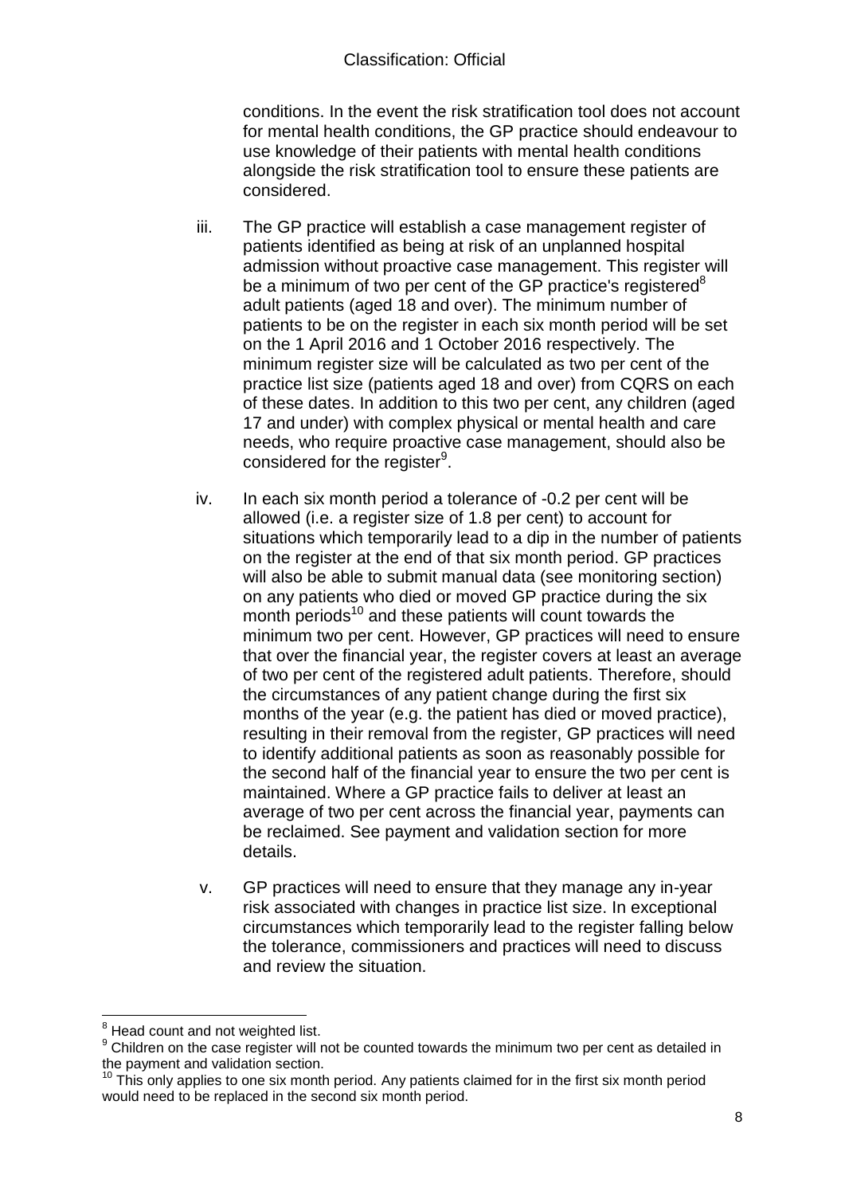conditions. In the event the risk stratification tool does not account for mental health conditions, the GP practice should endeavour to use knowledge of their patients with mental health conditions alongside the risk stratification tool to ensure these patients are considered.

iii. The GP practice will establish a case management register of patients identified as being at risk of an unplanned hospital admission without proactive case management. This register will be a minimum of two per cent of the GP practice's registered[8] adult patients (aged 18 and over). The minimum number of patients to be on the register in each six month period will be set on the 1 April 2016 and 1 October 2016 respectively. The minimum register size will be calculated as two per cent of the practice list size (patients aged 18 and over) from CQRS on each of these dates. In addition to this two per cent, any children (aged 17 and under) with complex physical or mental health and care needs, who require proactive case management, should also be considered for the register[9].

iv. In each six month period a tolerance of -0.2 per cent will be allowed (i.e. a register size of 1.8 per cent) to account for situations which temporarily lead to a dip in the number of patients on the register at the end of that six month period. GP practices will also be able to submit manual data (see monitoring section) on any patients who died or moved GP practice during the six month periods[10] and these patients will count towards the minimum two per cent. However, GP practices will need to ensure that over the financial year, the register covers at least an average of two per cent of the registered adult patients. Therefore, should the circumstances of any patient change during the first six months of the year (e.g. the patient has died or moved practice), resulting in their removal from the register, GP practices will need to identify additional patients as soon as reasonably possible for the second half of the financial year to ensure the two per cent is maintained. Where a GP practice fails to deliver at least an average of two per cent across the financial year, payments can be reclaimed. See payment and validation section for more details.

v. GP practices will need to ensure that they manage any in-year risk associated with changes in practice list size. In exceptional circumstances which temporarily lead to the register falling below the tolerance, commissioners and practices will need to discuss and review the situation.

---

[8] Head count and not weighted list.

[9] Children on the case register will not be counted towards the minimum two per cent as detailed in the payment and validation section.

[10] This only applies to one six month period. Any patients claimed for in the first six month period would need to be replaced in the second six month period.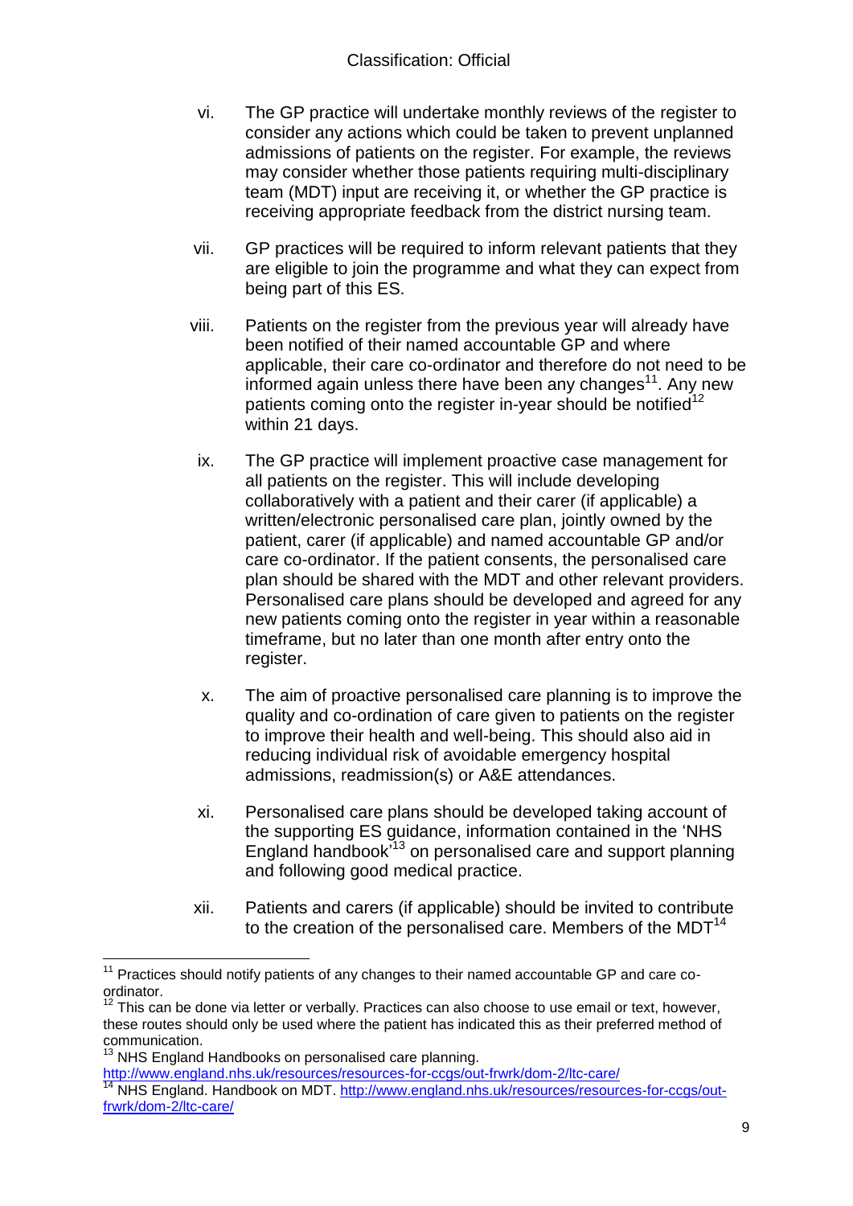vi. The GP practice will undertake monthly reviews of the register to consider any actions which could be taken to prevent unplanned admissions of patients on the register. For example, the reviews may consider whether those patients requiring multi-disciplinary team (MDT) input are receiving it, or whether the GP practice is receiving appropriate feedback from the district nursing team.

vii. GP practices will be required to inform relevant patients that they are eligible to join the programme and what they can expect from being part of this ES.

viii. Patients on the register from the previous year will already have been notified of their named accountable GP and where applicable, their care co-ordinator and therefore do not need to be informed again unless there have been any changes[11]. Any new patients coming onto the register in-year should be notified[12] within 21 days.

ix. The GP practice will implement proactive case management for all patients on the register. This will include developing collaboratively with a patient and their carer (if applicable) a written/electronic personalised care plan, jointly owned by the patient, carer (if applicable) and named accountable GP and/or care co-ordinator. If the patient consents, the personalised care plan should be shared with the MDT and other relevant providers. Personalised care plans should be developed and agreed for any new patients coming onto the register in year within a reasonable timeframe, but no later than one month after entry onto the register.

x. The aim of proactive personalised care planning is to improve the quality and co-ordination of care given to patients on the register to improve their health and well-being. This should also aid in reducing individual risk of avoidable emergency hospital admissions, readmission(s) or A&E attendances.

xi. Personalised care plans should be developed taking account of the supporting ES guidance, information contained in the 'NHS England handbook'[13] on personalised care and support planning and following good medical practice.

xii. Patients and carers (if applicable) should be invited to contribute to the creation of the personalised care. Members of the MDT[14]

---

[11] Practices should notify patients of any changes to their named accountable GP and care co-ordinator.

[12] This can be done via letter or verbally. Practices can also choose to use email or text, however, these routes should only be used where the patient has indicated this as their preferred method of communication.

[13] NHS England Handbooks on personalised care planning. http://www.england.nhs.uk/resources/resources-for-ccgs/out-frwrk/dom-2/ltc-care/

[14] NHS England. Handbook on MDT. http://www.england.nhs.uk/resources/resources-for-ccgs/out-frwrk/dom-2/ltc-care/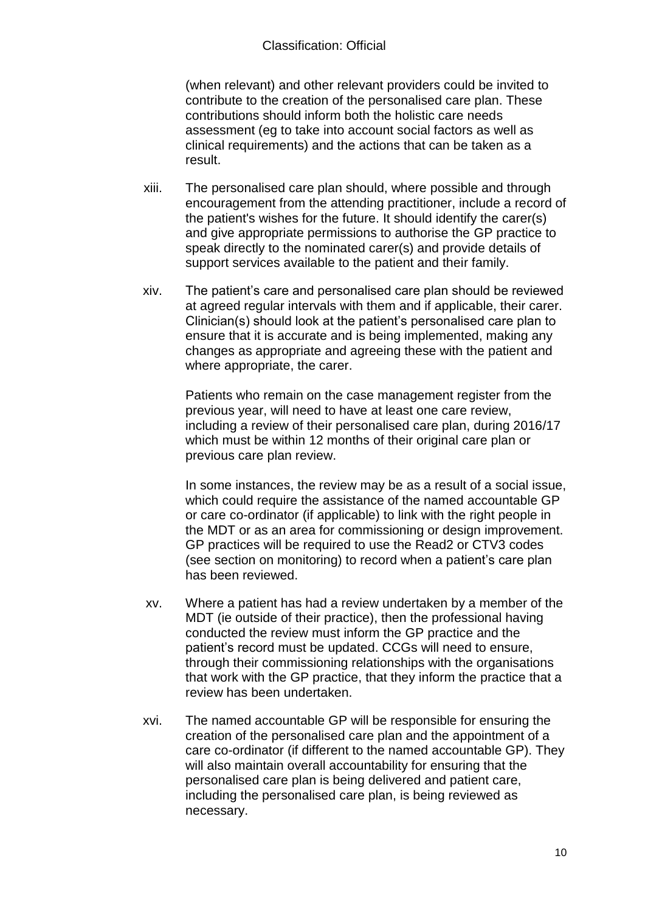(when relevant) and other relevant providers could be invited to contribute to the creation of the personalised care plan. These contributions should inform both the holistic care needs assessment (eg to take into account social factors as well as clinical requirements) and the actions that can be taken as a result.

xiii. The personalised care plan should, where possible and through encouragement from the attending practitioner, include a record of the patient's wishes for the future. It should identify the carer(s) and give appropriate permissions to authorise the GP practice to speak directly to the nominated carer(s) and provide details of support services available to the patient and their family.

xiv. The patient's care and personalised care plan should be reviewed at agreed regular intervals with them and if applicable, their carer. Clinician(s) should look at the patient's personalised care plan to ensure that it is accurate and is being implemented, making any changes as appropriate and agreeing these with the patient and where appropriate, the carer.

Patients who remain on the case management register from the previous year, will need to have at least one care review, including a review of their personalised care plan, during 2016/17 which must be within 12 months of their original care plan or previous care plan review.

In some instances, the review may be as a result of a social issue, which could require the assistance of the named accountable GP or care co-ordinator (if applicable) to link with the right people in the MDT or as an area for commissioning or design improvement. GP practices will be required to use the Read2 or CTV3 codes (see section on monitoring) to record when a patient's care plan has been reviewed.

xv. Where a patient has had a review undertaken by a member of the MDT (ie outside of their practice), then the professional having conducted the review must inform the GP practice and the patient's record must be updated. CCGs will need to ensure, through their commissioning relationships with the organisations that work with the GP practice, that they inform the practice that a review has been undertaken.

xvi. The named accountable GP will be responsible for ensuring the creation of the personalised care plan and the appointment of a care co-ordinator (if different to the named accountable GP). They will also maintain overall accountability for ensuring that the personalised care plan is being delivered and patient care, including the personalised care plan, is being reviewed as necessary.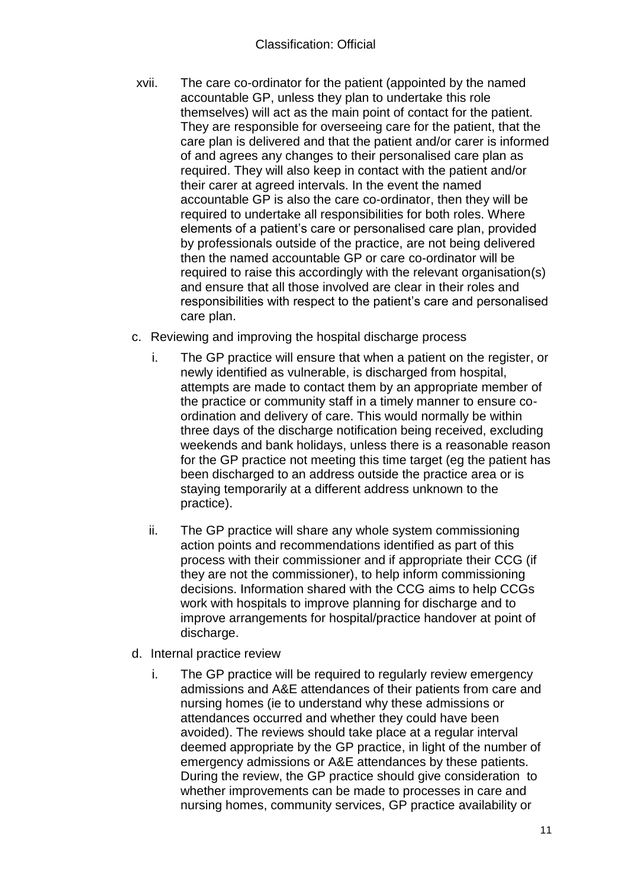xvii. The care co-ordinator for the patient (appointed by the named accountable GP, unless they plan to undertake this role themselves) will act as the main point of contact for the patient. They are responsible for overseeing care for the patient, that the care plan is delivered and that the patient and/or carer is informed of and agrees any changes to their personalised care plan as required. They will also keep in contact with the patient and/or their carer at agreed intervals. In the event the named accountable GP is also the care co-ordinator, then they will be required to undertake all responsibilities for both roles. Where elements of a patient's care or personalised care plan, provided by professionals outside of the practice, are not being delivered then the named accountable GP or care co-ordinator will be required to raise this accordingly with the relevant organisation(s) and ensure that all those involved are clear in their roles and responsibilities with respect to the patient's care and personalised care plan.

c. Reviewing and improving the hospital discharge process

   i. The GP practice will ensure that when a patient on the register, or newly identified as vulnerable, is discharged from hospital, attempts are made to contact them by an appropriate member of the practice or community staff in a timely manner to ensure co-ordination and delivery of care. This would normally be within three days of the discharge notification being received, excluding weekends and bank holidays, unless there is a reasonable reason for the GP practice not meeting this time target (eg the patient has been discharged to an address outside the practice area or is staying temporarily at a different address unknown to the practice).

   ii. The GP practice will share any whole system commissioning action points and recommendations identified as part of this process with their commissioner and if appropriate their CCG (if they are not the commissioner), to help inform commissioning decisions. Information shared with the CCG aims to help CCGs work with hospitals to improve planning for discharge and to improve arrangements for hospital/practice handover at point of discharge.

d. Internal practice review

   i. The GP practice will be required to regularly review emergency admissions and A&E attendances of their patients from care and nursing homes (ie to understand why these admissions or attendances occurred and whether they could have been avoided). The reviews should take place at a regular interval deemed appropriate by the GP practice, in light of the number of emergency admissions or A&E attendances by these patients. During the review, the GP practice should give consideration to whether improvements can be made to processes in care and nursing homes, community services, GP practice availability or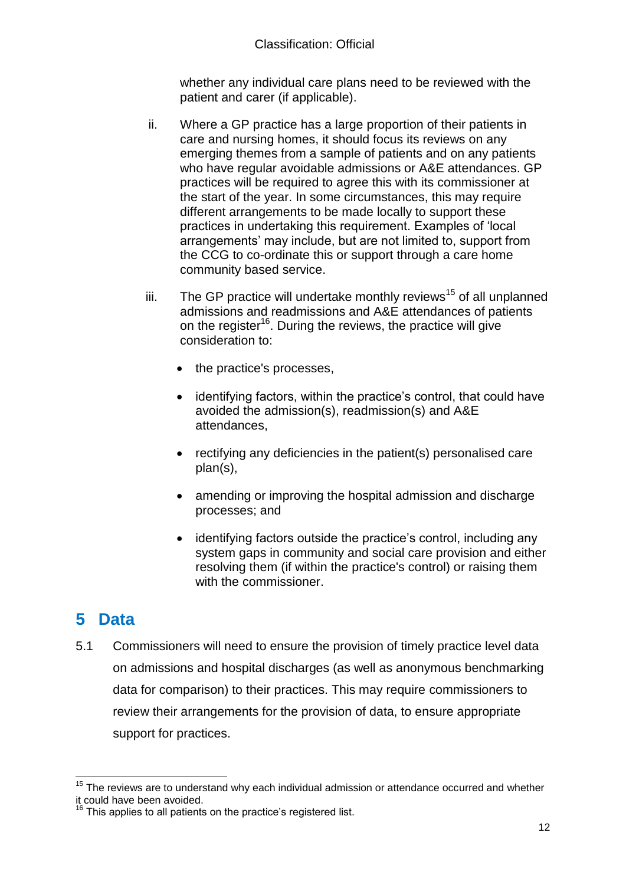whether any individual care plans need to be reviewed with the patient and carer (if applicable).

ii. Where a GP practice has a large proportion of their patients in care and nursing homes, it should focus its reviews on any emerging themes from a sample of patients and on any patients who have regular avoidable admissions or A&E attendances. GP practices will be required to agree this with its commissioner at the start of the year. In some circumstances, this may require different arrangements to be made locally to support these practices in undertaking this requirement. Examples of 'local arrangements' may include, but are not limited to, support from the CCG to co-ordinate this or support through a care home community based service.

iii. The GP practice will undertake monthly reviews[15] of all unplanned admissions and readmissions and A&E attendances of patients on the register[16]. During the reviews, the practice will give consideration to:

- the practice's processes,
- identifying factors, within the practice's control, that could have avoided the admission(s), readmission(s) and A&E attendances,
- rectifying any deficiencies in the patient(s) personalised care plan(s),
- amending or improving the hospital admission and discharge processes; and
- identifying factors outside the practice's control, including any system gaps in community and social care provision and either resolving them (if within the practice's control) or raising them with the commissioner.

## 5 Data

5.1 Commissioners will need to ensure the provision of timely practice level data on admissions and hospital discharges (as well as anonymous benchmarking data for comparison) to their practices. This may require commissioners to review their arrangements for the provision of data, to ensure appropriate support for practices.

[15] The reviews are to understand why each individual admission or attendance occurred and whether it could have been avoided.

[16] This applies to all patients on the practice's registered list.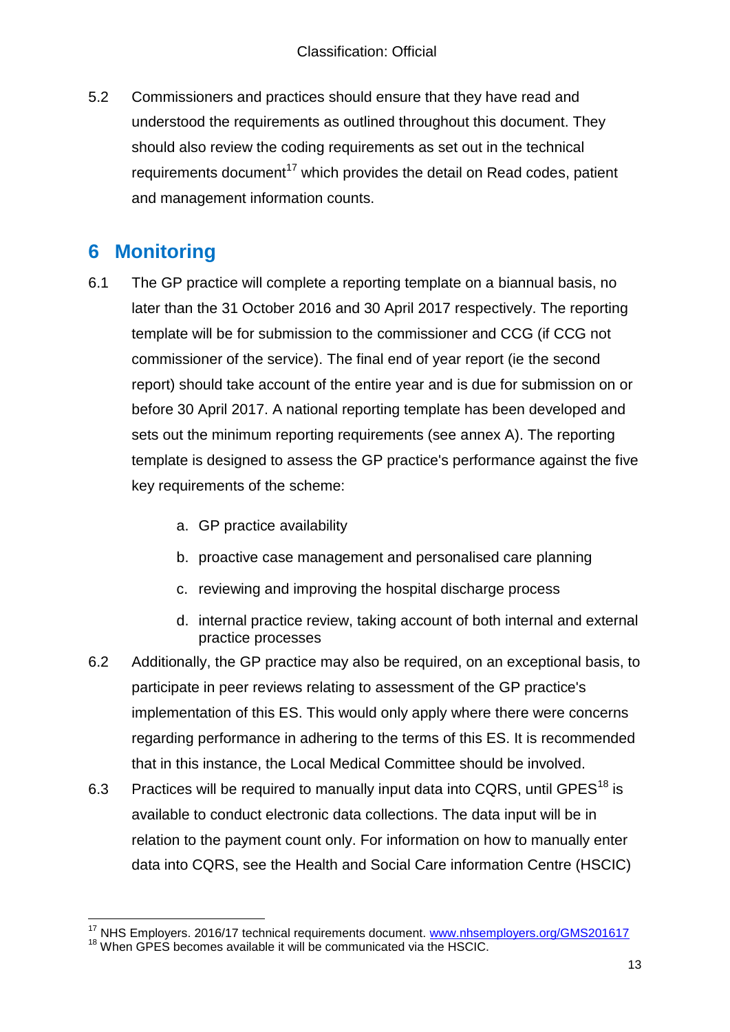5.2 Commissioners and practices should ensure that they have read and understood the requirements as outlined throughout this document. They should also review the coding requirements as set out in the technical requirements document[17] which provides the detail on Read codes, patient and management information counts.

## 6 Monitoring

6.1 The GP practice will complete a reporting template on a biannual basis, no later than the 31 October 2016 and 30 April 2017 respectively. The reporting template will be for submission to the commissioner and CCG (if CCG not commissioner of the service). The final end of year report (ie the second report) should take account of the entire year and is due for submission on or before 30 April 2017. A national reporting template has been developed and sets out the minimum reporting requirements (see annex A). The reporting template is designed to assess the GP practice's performance against the five key requirements of the scheme:

a. GP practice availability

b. proactive case management and personalised care planning

c. reviewing and improving the hospital discharge process

d. internal practice review, taking account of both internal and external practice processes

6.2 Additionally, the GP practice may also be required, on an exceptional basis, to participate in peer reviews relating to assessment of the GP practice's implementation of this ES. This would only apply where there were concerns regarding performance in adhering to the terms of this ES. It is recommended that in this instance, the Local Medical Committee should be involved.

6.3 Practices will be required to manually input data into CQRS, until GPES[18] is available to conduct electronic data collections. The data input will be in relation to the payment count only. For information on how to manually enter data into CQRS, see the Health and Social Care information Centre (HSCIC)

---

[17] NHS Employers. 2016/17 technical requirements document. www.nhsemployers.org/GMS201617

[18] When GPES becomes available it will be communicated via the HSCIC.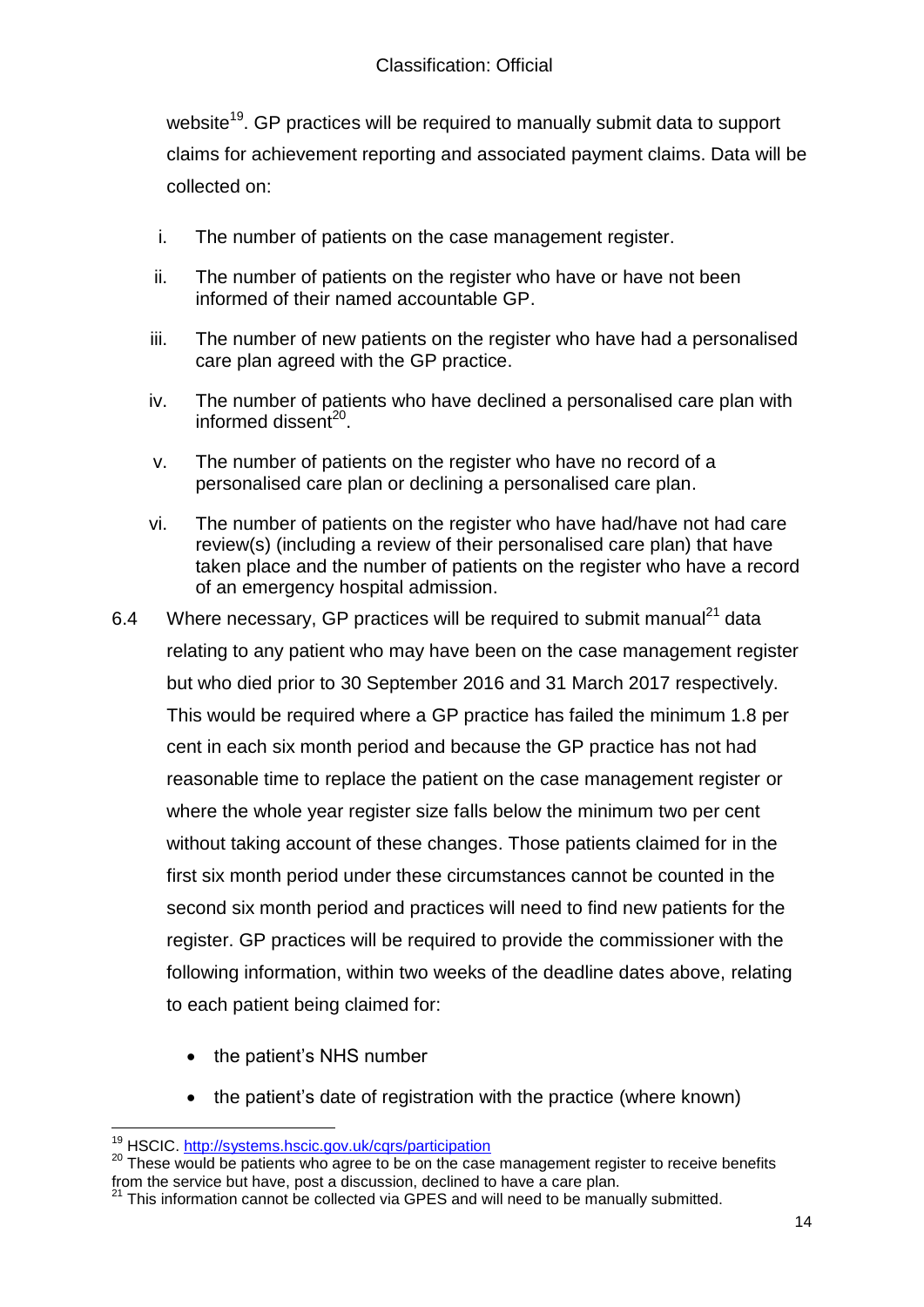website[19]. GP practices will be required to manually submit data to support claims for achievement reporting and associated payment claims. Data will be collected on:

i. The number of patients on the case management register.

ii. The number of patients on the register who have or have not been informed of their named accountable GP.

iii. The number of new patients on the register who have had a personalised care plan agreed with the GP practice.

iv. The number of patients who have declined a personalised care plan with informed dissent[20].

v. The number of patients on the register who have no record of a personalised care plan or declining a personalised care plan.

vi. The number of patients on the register who have had/have not had care review(s) (including a review of their personalised care plan) that have taken place and the number of patients on the register who have a record of an emergency hospital admission.

6.4 Where necessary, GP practices will be required to submit manual[21] data relating to any patient who may have been on the case management register but who died prior to 30 September 2016 and 31 March 2017 respectively. This would be required where a GP practice has failed the minimum 1.8 per cent in each six month period and because the GP practice has not had reasonable time to replace the patient on the case management register or where the whole year register size falls below the minimum two per cent without taking account of these changes. Those patients claimed for in the first six month period under these circumstances cannot be counted in the second six month period and practices will need to find new patients for the register. GP practices will be required to provide the commissioner with the following information, within two weeks of the deadline dates above, relating to each patient being claimed for:

- the patient's NHS number
- the patient's date of registration with the practice (where known)

[19] HSCIC. http://systems.hscic.gov.uk/cqrs/participation

[20] These would be patients who agree to be on the case management register to receive benefits from the service but have, post a discussion, declined to have a care plan.

[21] This information cannot be collected via GPES and will need to be manually submitted.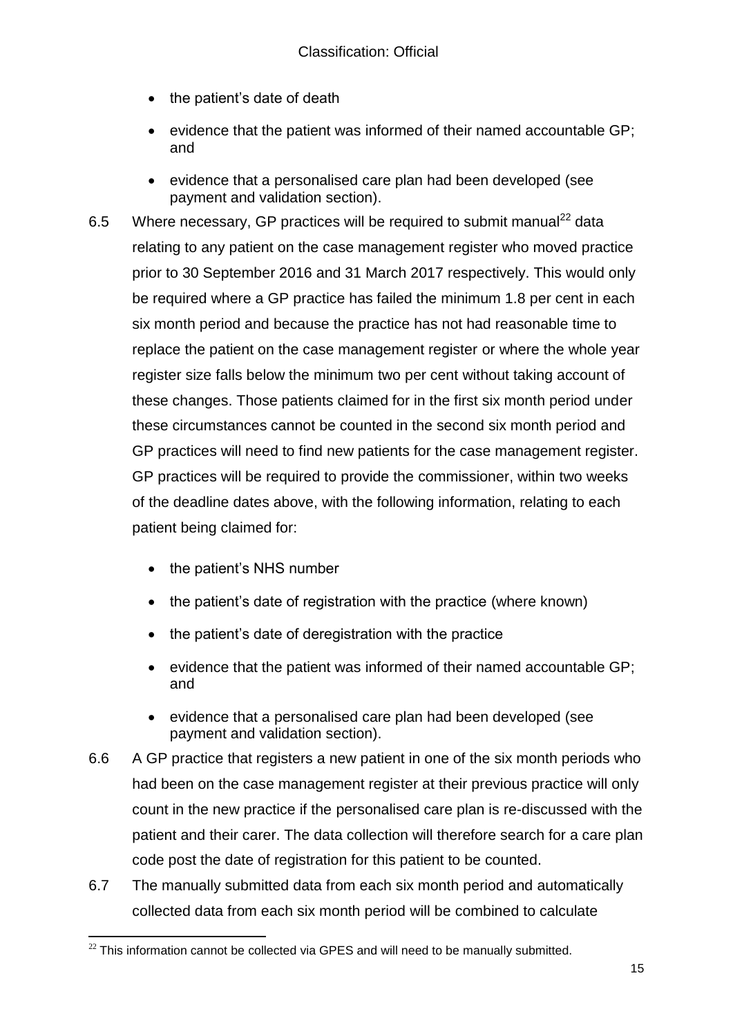- the patient's date of death
- evidence that the patient was informed of their named accountable GP; and
- evidence that a personalised care plan had been developed (see payment and validation section).

6.5 Where necessary, GP practices will be required to submit manual[22] data relating to any patient on the case management register who moved practice prior to 30 September 2016 and 31 March 2017 respectively. This would only be required where a GP practice has failed the minimum 1.8 per cent in each six month period and because the practice has not had reasonable time to replace the patient on the case management register or where the whole year register size falls below the minimum two per cent without taking account of these changes. Those patients claimed for in the first six month period under these circumstances cannot be counted in the second six month period and GP practices will need to find new patients for the case management register. GP practices will be required to provide the commissioner, within two weeks of the deadline dates above, with the following information, relating to each patient being claimed for:

- the patient's NHS number
- the patient's date of registration with the practice (where known)
- the patient's date of deregistration with the practice
- evidence that the patient was informed of their named accountable GP; and
- evidence that a personalised care plan had been developed (see payment and validation section).

6.6 A GP practice that registers a new patient in one of the six month periods who had been on the case management register at their previous practice will only count in the new practice if the personalised care plan is re-discussed with the patient and their carer. The data collection will therefore search for a care plan code post the date of registration for this patient to be counted.

6.7 The manually submitted data from each six month period and automatically collected data from each six month period will be combined to calculate

[22] This information cannot be collected via GPES and will need to be manually submitted.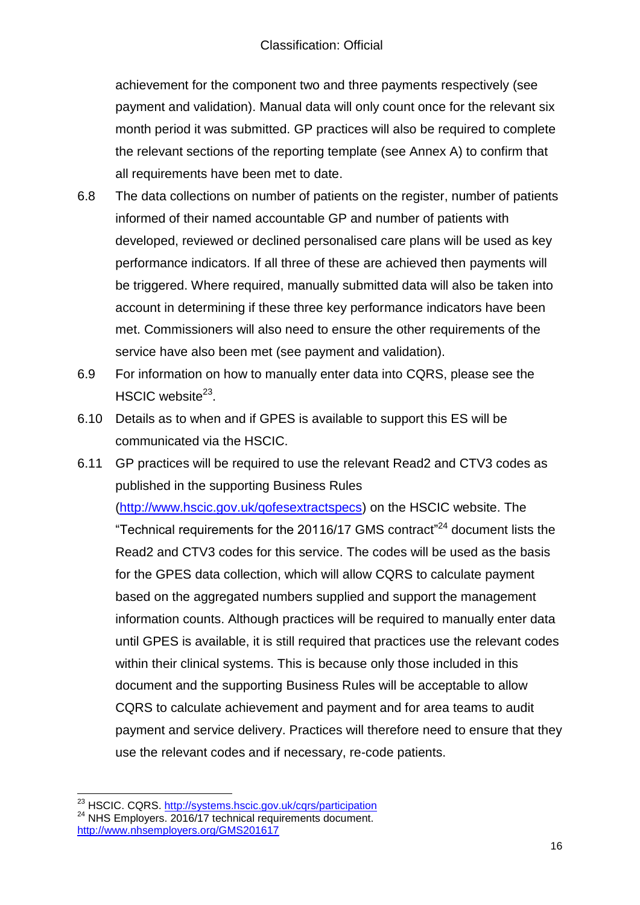achievement for the component two and three payments respectively (see payment and validation). Manual data will only count once for the relevant six month period it was submitted. GP practices will also be required to complete the relevant sections of the reporting template (see Annex A) to confirm that all requirements have been met to date.

6.8 The data collections on number of patients on the register, number of patients informed of their named accountable GP and number of patients with developed, reviewed or declined personalised care plans will be used as key performance indicators. If all three of these are achieved then payments will be triggered. Where required, manually submitted data will also be taken into account in determining if these three key performance indicators have been met. Commissioners will also need to ensure the other requirements of the service have also been met (see payment and validation).

6.9 For information on how to manually enter data into CQRS, please see the HSCIC website[23].

6.10 Details as to when and if GPES is available to support this ES will be communicated via the HSCIC.

6.11 GP practices will be required to use the relevant Read2 and CTV3 codes as published in the supporting Business Rules (http://www.hscic.gov.uk/qofesextractspecs) on the HSCIC website. The "Technical requirements for the 20116/17 GMS contract"[24] document lists the Read2 and CTV3 codes for this service. The codes will be used as the basis for the GPES data collection, which will allow CQRS to calculate payment based on the aggregated numbers supplied and support the management information counts. Although practices will be required to manually enter data until GPES is available, it is still required that practices use the relevant codes within their clinical systems. This is because only those included in this document and the supporting Business Rules will be acceptable to allow CQRS to calculate achievement and payment and for area teams to audit payment and service delivery. Practices will therefore need to ensure that they use the relevant codes and if necessary, re-code patients.

---

[23] HSCIC. CQRS. http://systems.hscic.gov.uk/cqrs/participation

[24] NHS Employers. 2016/17 technical requirements document. http://www.nhsemployers.org/GMS201617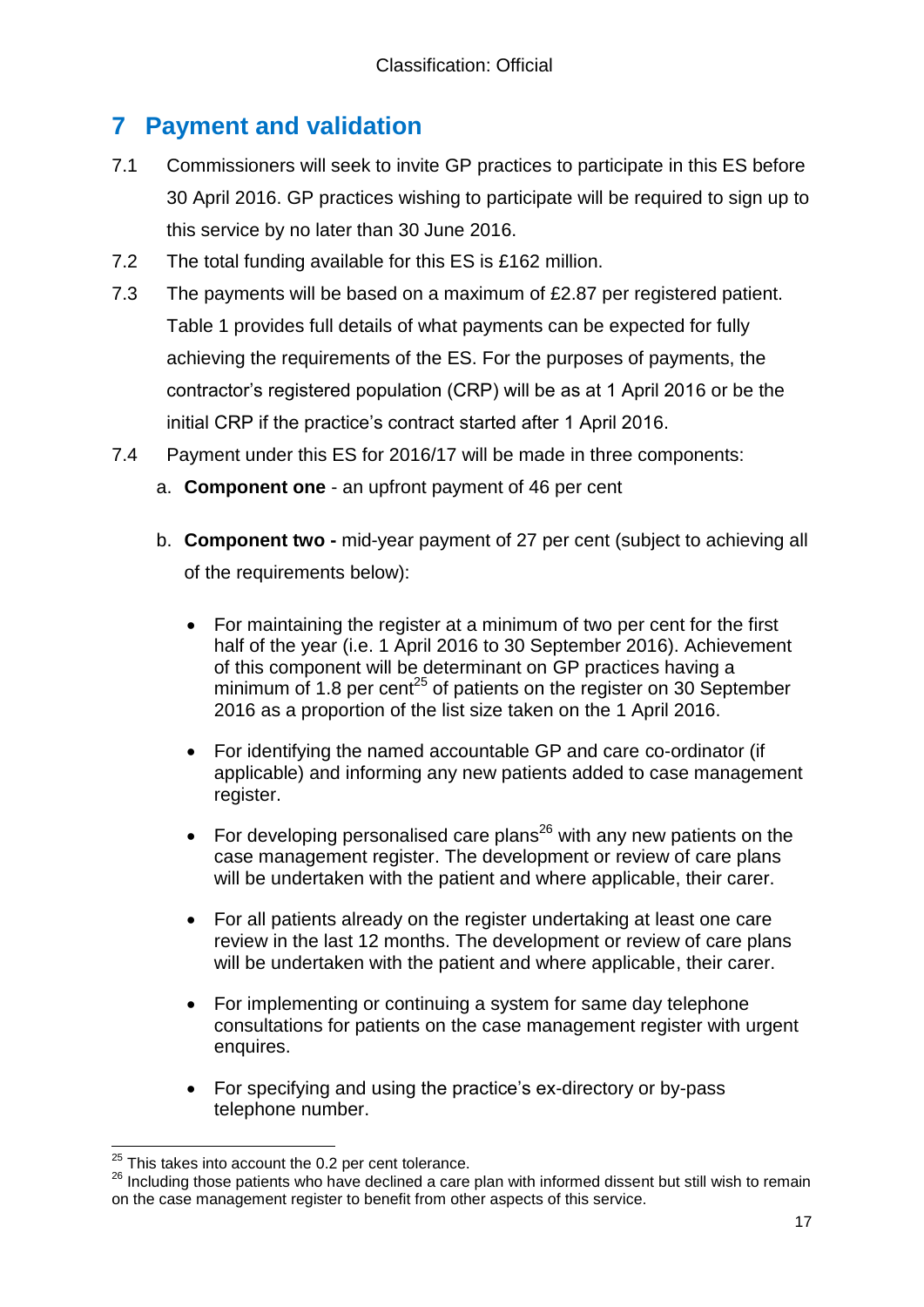# 7 Payment and validation

7.1 Commissioners will seek to invite GP practices to participate in this ES before 30 April 2016. GP practices wishing to participate will be required to sign up to this service by no later than 30 June 2016.

7.2 The total funding available for this ES is £162 million.

7.3 The payments will be based on a maximum of £2.87 per registered patient. Table 1 provides full details of what payments can be expected for fully achieving the requirements of the ES. For the purposes of payments, the contractor's registered population (CRP) will be as at 1 April 2016 or be the initial CRP if the practice's contract started after 1 April 2016.

7.4 Payment under this ES for 2016/17 will be made in three components:

a. **Component one** - an upfront payment of 46 per cent

b. **Component two -** mid-year payment of 27 per cent (subject to achieving all of the requirements below):

- For maintaining the register at a minimum of two per cent for the first half of the year (i.e. 1 April 2016 to 30 September 2016). Achievement of this component will be determinant on GP practices having a minimum of 1.8 per cent[25] of patients on the register on 30 September 2016 as a proportion of the list size taken on the 1 April 2016.
- For identifying the named accountable GP and care co-ordinator (if applicable) and informing any new patients added to case management register.
- For developing personalised care plans[26] with any new patients on the case management register. The development or review of care plans will be undertaken with the patient and where applicable, their carer.
- For all patients already on the register undertaking at least one care review in the last 12 months. The development or review of care plans will be undertaken with the patient and where applicable, their carer.
- For implementing or continuing a system for same day telephone consultations for patients on the case management register with urgent enquires.
- For specifying and using the practice's ex-directory or by-pass telephone number.

---

[25] This takes into account the 0.2 per cent tolerance.

[26] Including those patients who have declined a care plan with informed dissent but still wish to remain on the case management register to benefit from other aspects of this service.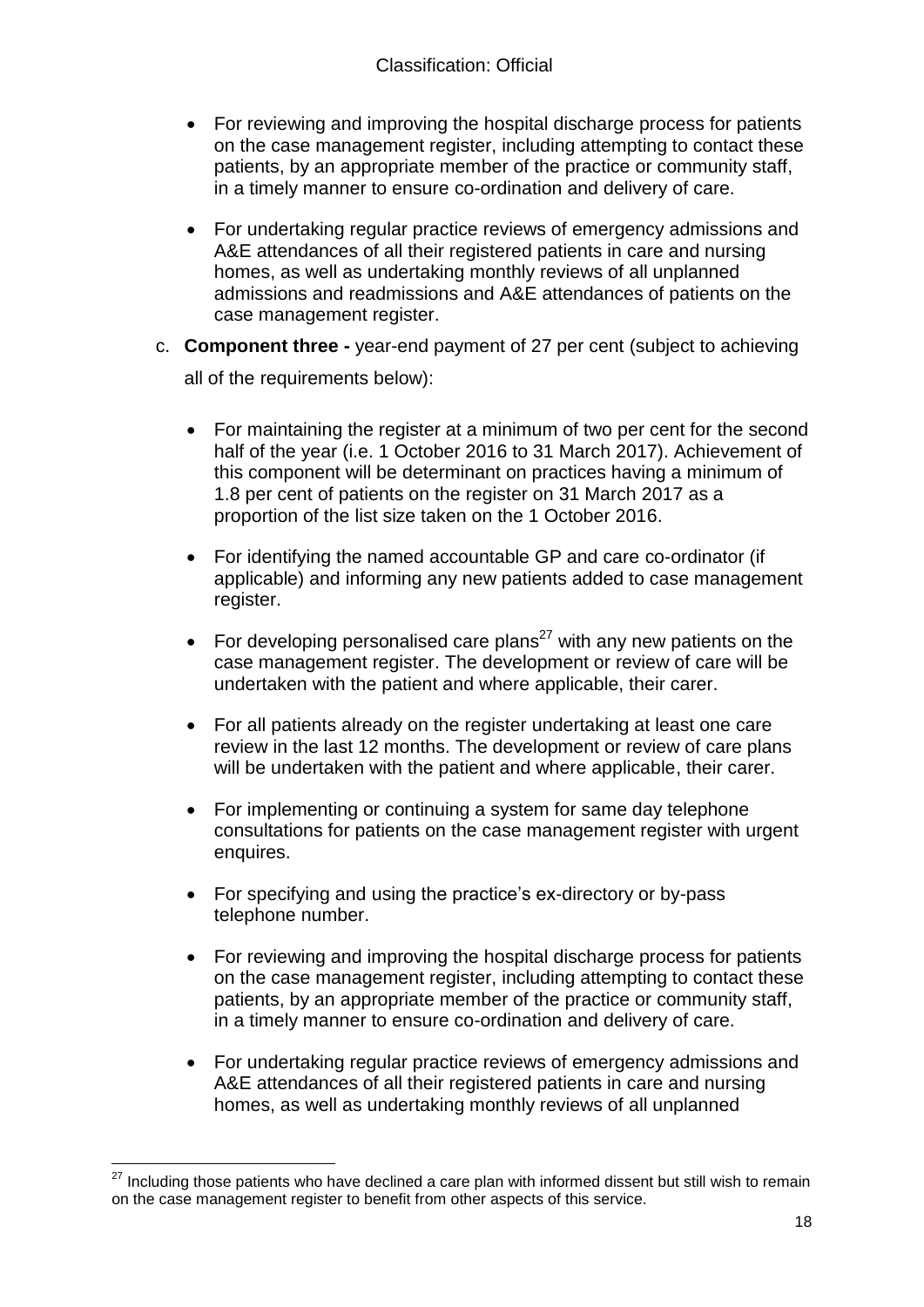- For reviewing and improving the hospital discharge process for patients on the case management register, including attempting to contact these patients, by an appropriate member of the practice or community staff, in a timely manner to ensure co-ordination and delivery of care.
- For undertaking regular practice reviews of emergency admissions and A&E attendances of all their registered patients in care and nursing homes, as well as undertaking monthly reviews of all unplanned admissions and readmissions and A&E attendances of patients on the case management register.

c. **Component three -** year-end payment of 27 per cent (subject to achieving all of the requirements below):

- For maintaining the register at a minimum of two per cent for the second half of the year (i.e. 1 October 2016 to 31 March 2017). Achievement of this component will be determinant on practices having a minimum of 1.8 per cent of patients on the register on 31 March 2017 as a proportion of the list size taken on the 1 October 2016.
- For identifying the named accountable GP and care co-ordinator (if applicable) and informing any new patients added to case management register.
- For developing personalised care plans[27] with any new patients on the case management register. The development or review of care will be undertaken with the patient and where applicable, their carer.
- For all patients already on the register undertaking at least one care review in the last 12 months. The development or review of care plans will be undertaken with the patient and where applicable, their carer.
- For implementing or continuing a system for same day telephone consultations for patients on the case management register with urgent enquires.
- For specifying and using the practice's ex-directory or by-pass telephone number.
- For reviewing and improving the hospital discharge process for patients on the case management register, including attempting to contact these patients, by an appropriate member of the practice or community staff, in a timely manner to ensure co-ordination and delivery of care.
- For undertaking regular practice reviews of emergency admissions and A&E attendances of all their registered patients in care and nursing homes, as well as undertaking monthly reviews of all unplanned

[27] Including those patients who have declined a care plan with informed dissent but still wish to remain on the case management register to benefit from other aspects of this service.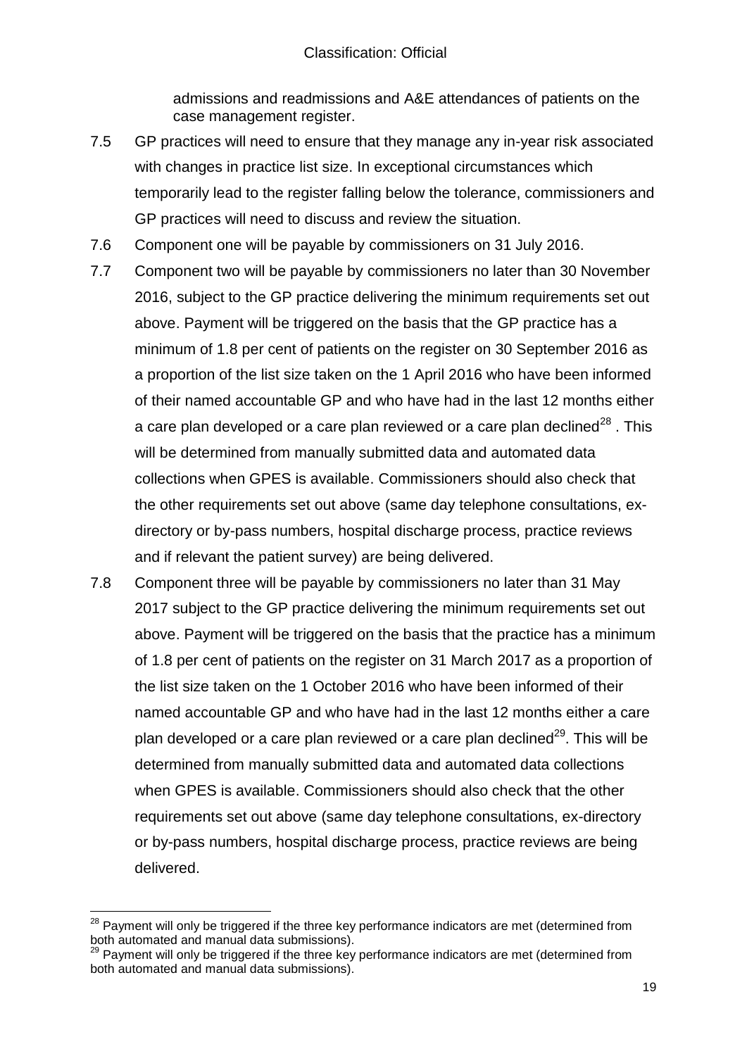admissions and readmissions and A&E attendances of patients on the case management register.

7.5 GP practices will need to ensure that they manage any in-year risk associated with changes in practice list size. In exceptional circumstances which temporarily lead to the register falling below the tolerance, commissioners and GP practices will need to discuss and review the situation.

7.6 Component one will be payable by commissioners on 31 July 2016.

7.7 Component two will be payable by commissioners no later than 30 November 2016, subject to the GP practice delivering the minimum requirements set out above. Payment will be triggered on the basis that the GP practice has a minimum of 1.8 per cent of patients on the register on 30 September 2016 as a proportion of the list size taken on the 1 April 2016 who have been informed of their named accountable GP and who have had in the last 12 months either a care plan developed or a care plan reviewed or a care plan declined[28] . This will be determined from manually submitted data and automated data collections when GPES is available. Commissioners should also check that the other requirements set out above (same day telephone consultations, ex-directory or by-pass numbers, hospital discharge process, practice reviews and if relevant the patient survey) are being delivered.

7.8 Component three will be payable by commissioners no later than 31 May 2017 subject to the GP practice delivering the minimum requirements set out above. Payment will be triggered on the basis that the practice has a minimum of 1.8 per cent of patients on the register on 31 March 2017 as a proportion of the list size taken on the 1 October 2016 who have been informed of their named accountable GP and who have had in the last 12 months either a care plan developed or a care plan reviewed or a care plan declined[29]. This will be determined from manually submitted data and automated data collections when GPES is available. Commissioners should also check that the other requirements set out above (same day telephone consultations, ex-directory or by-pass numbers, hospital discharge process, practice reviews are being delivered.

---

[28] Payment will only be triggered if the three key performance indicators are met (determined from both automated and manual data submissions).

[29] Payment will only be triggered if the three key performance indicators are met (determined from both automated and manual data submissions).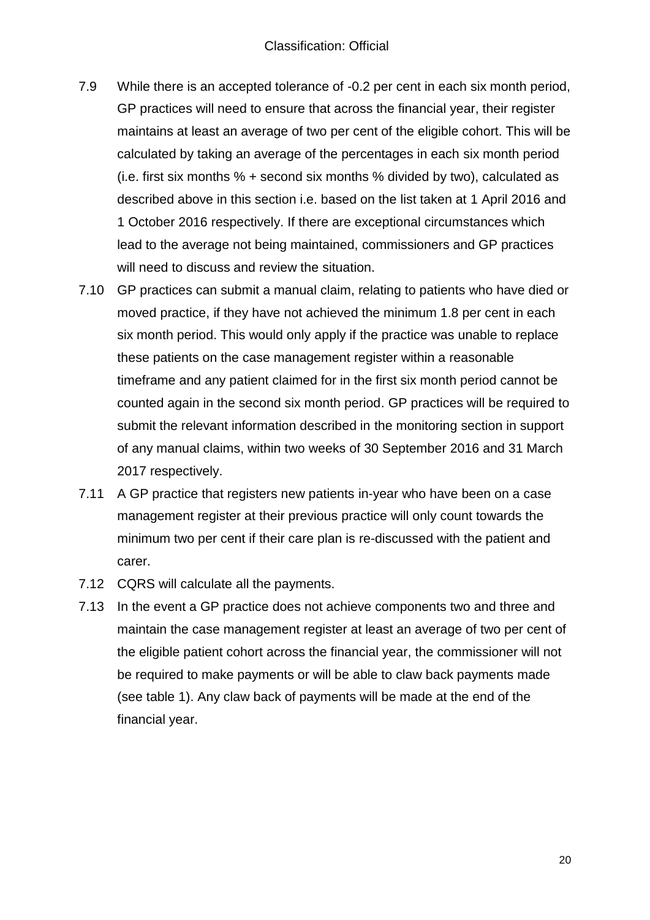7.9 While there is an accepted tolerance of -0.2 per cent in each six month period, GP practices will need to ensure that across the financial year, their register maintains at least an average of two per cent of the eligible cohort. This will be calculated by taking an average of the percentages in each six month period (i.e. first six months % + second six months % divided by two), calculated as described above in this section i.e. based on the list taken at 1 April 2016 and 1 October 2016 respectively. If there are exceptional circumstances which lead to the average not being maintained, commissioners and GP practices will need to discuss and review the situation.

7.10 GP practices can submit a manual claim, relating to patients who have died or moved practice, if they have not achieved the minimum 1.8 per cent in each six month period. This would only apply if the practice was unable to replace these patients on the case management register within a reasonable timeframe and any patient claimed for in the first six month period cannot be counted again in the second six month period. GP practices will be required to submit the relevant information described in the monitoring section in support of any manual claims, within two weeks of 30 September 2016 and 31 March 2017 respectively.

7.11 A GP practice that registers new patients in-year who have been on a case management register at their previous practice will only count towards the minimum two per cent if their care plan is re-discussed with the patient and carer.

7.12 CQRS will calculate all the payments.

7.13 In the event a GP practice does not achieve components two and three and maintain the case management register at least an average of two per cent of the eligible patient cohort across the financial year, the commissioner will not be required to make payments or will be able to claw back payments made (see table 1). Any claw back of payments will be made at the end of the financial year.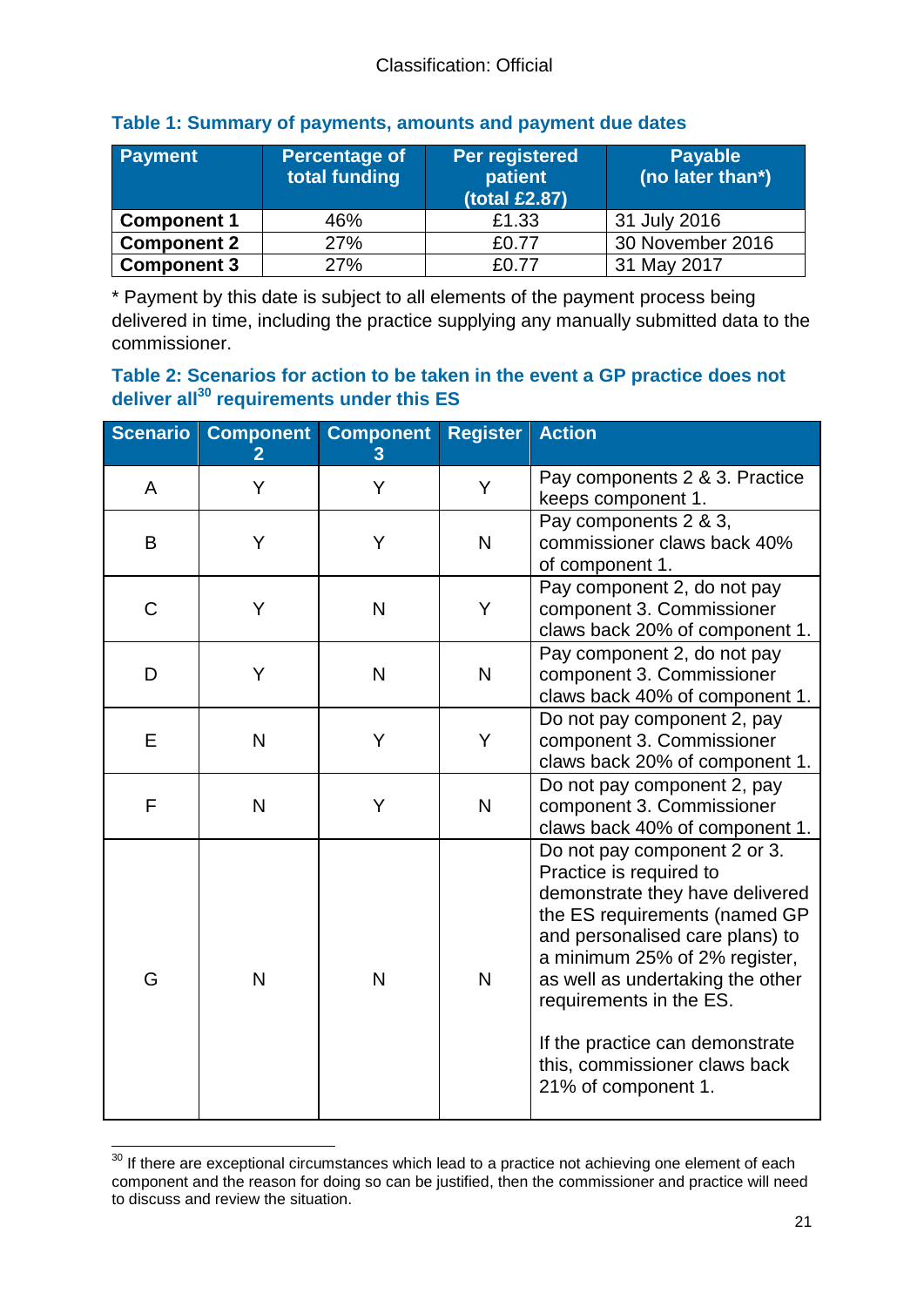**Table 1: Summary of payments, amounts and payment due dates**

| Payment | Percentage of total funding | Per registered patient (total £2.87) | Payable (no later than*) |
|---|---|---|---|
| **Component 1** | 46% | £1.33 | 31 July 2016 |
| **Component 2** | 27% | £0.77 | 30 November 2016 |
| **Component 3** | 27% | £0.77 | 31 May 2017 |

* Payment by this date is subject to all elements of the payment process being delivered in time, including the practice supplying any manually submitted data to the commissioner.

**Table 2: Scenarios for action to be taken in the event a GP practice does not deliver all[30] requirements under this ES**

| Scenario | Component 2 | Component 3 | Register | Action |
|---|---|---|---|---|
| A | Y | Y | Y | Pay components 2 & 3. Practice keeps component 1. |
| B | Y | Y | N | Pay components 2 & 3, commissioner claws back 40% of component 1. |
| C | Y | N | Y | Pay component 2, do not pay component 3. Commissioner claws back 20% of component 1. |
| D | Y | N | N | Pay component 2, do not pay component 3. Commissioner claws back 40% of component 1. |
| E | N | Y | Y | Do not pay component 2, pay component 3. Commissioner claws back 20% of component 1. |
| F | N | Y | N | Do not pay component 2, pay component 3. Commissioner claws back 40% of component 1. |
| G | N | N | N | Do not pay component 2 or 3. Practice is required to demonstrate they have delivered the ES requirements (named GP and personalised care plans) to a minimum 25% of 2% register, as well as undertaking the other requirements in the ES. If the practice can demonstrate this, commissioner claws back 21% of component 1. |

[30] If there are exceptional circumstances which lead to a practice not achieving one element of each component and the reason for doing so can be justified, then the commissioner and practice will need to discuss and review the situation.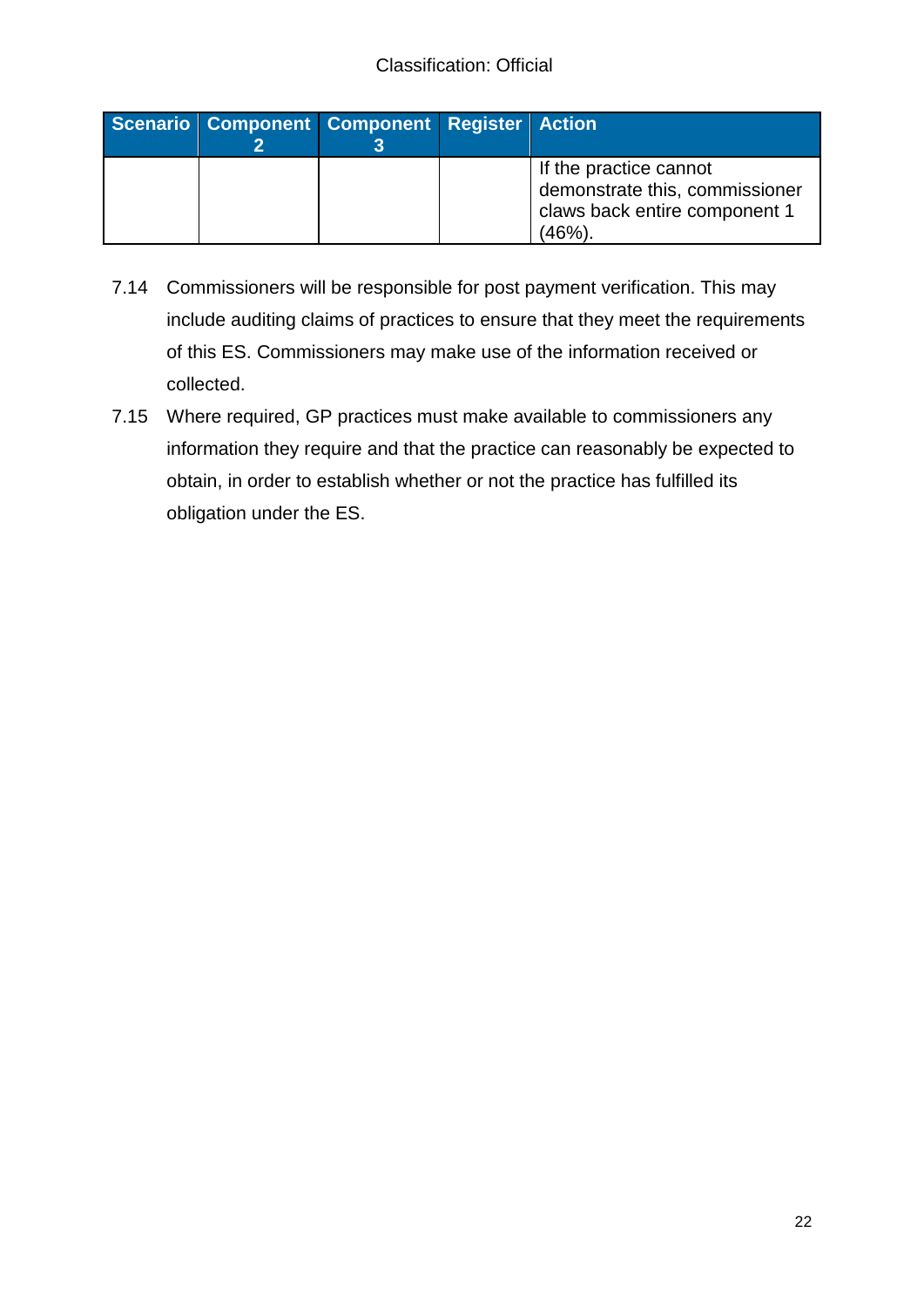| Scenario | Component 2 | Component 3 | Register | Action |
|---|---|---|---|---|
| | | | | If the practice cannot demonstrate this, commissioner claws back entire component 1 (46%). |

7.14 Commissioners will be responsible for post payment verification. This may include auditing claims of practices to ensure that they meet the requirements of this ES. Commissioners may make use of the information received or collected.

7.15 Where required, GP practices must make available to commissioners any information they require and that the practice can reasonably be expected to obtain, in order to establish whether or not the practice has fulfilled its obligation under the ES.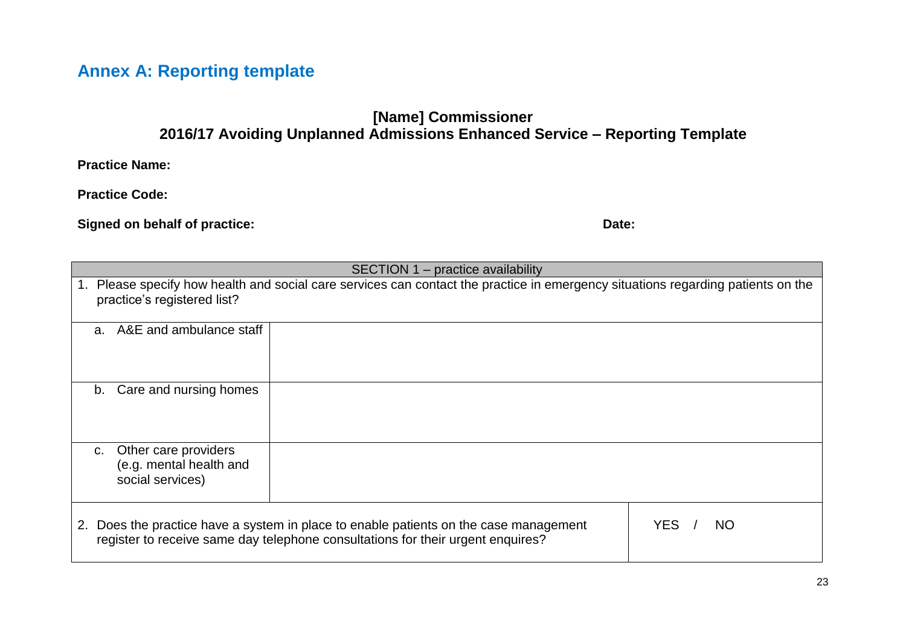## Annex A: Reporting template

**[Name] Commissioner**
**2016/17 Avoiding Unplanned Admissions Enhanced Service – Reporting Template**

**Practice Name:**

**Practice Code:**

**Signed on behalf of practice:** **Date:**

| SECTION 1 – practice availability | | |
|---|---|---|
| 1. Please specify how health and social care services can contact the practice in emergency situations regarding patients on the practice's registered list? | | |
| a. A&E and ambulance staff | | |
| b. Care and nursing homes | | |
| c. Other care providers (e.g. mental health and social services) | | |
| 2. Does the practice have a system in place to enable patients on the case management register to receive same day telephone consultations for their urgent enquires? | | YES / NO |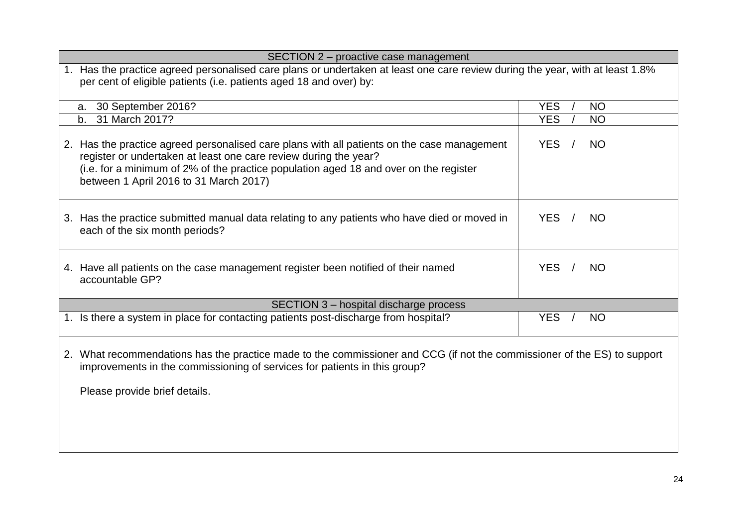| SECTION 2 – proactive case management | |
|---|---|
| 1. Has the practice agreed personalised care plans or undertaken at least one care review during the year, with at least 1.8% per cent of eligible patients (i.e. patients aged 18 and over) by: | |
| a. 30 September 2016? | YES / NO |
| b. 31 March 2017? | YES / NO |
| 2. Has the practice agreed personalised care plans with all patients on the case management register or undertaken at least one care review during the year?<br>(i.e. for a minimum of 2% of the practice population aged 18 and over on the register between 1 April 2016 to 31 March 2017) | YES / NO |
| 3. Has the practice submitted manual data relating to any patients who have died or moved in each of the six month periods? | YES / NO |
| 4. Have all patients on the case management register been notified of their named accountable GP? | YES / NO |

| SECTION 3 – hospital discharge process | |
|---|---|
| 1. Is there a system in place for contacting patients post-discharge from hospital? | YES / NO |
| 2. What recommendations has the practice made to the commissioner and CCG (if not the commissioner of the ES) to support improvements in the commissioning of services for patients in this group?<br><br>Please provide brief details. | |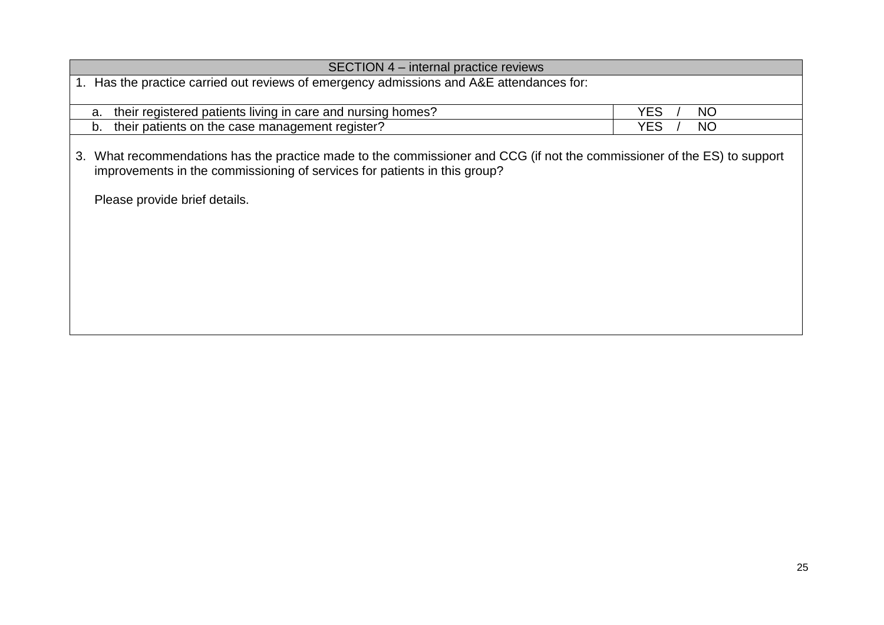| SECTION 4 – internal practice reviews | |
|---|---|
| 1. Has the practice carried out reviews of emergency admissions and A&E attendances for: | |
| a. their registered patients living in care and nursing homes? | YES / NO |
| b. their patients on the case management register? | YES / NO |
| 3. What recommendations has the practice made to the commissioner and CCG (if not the commissioner of the ES) to support improvements in the commissioning of services for patients in this group?<br><br>Please provide brief details. | |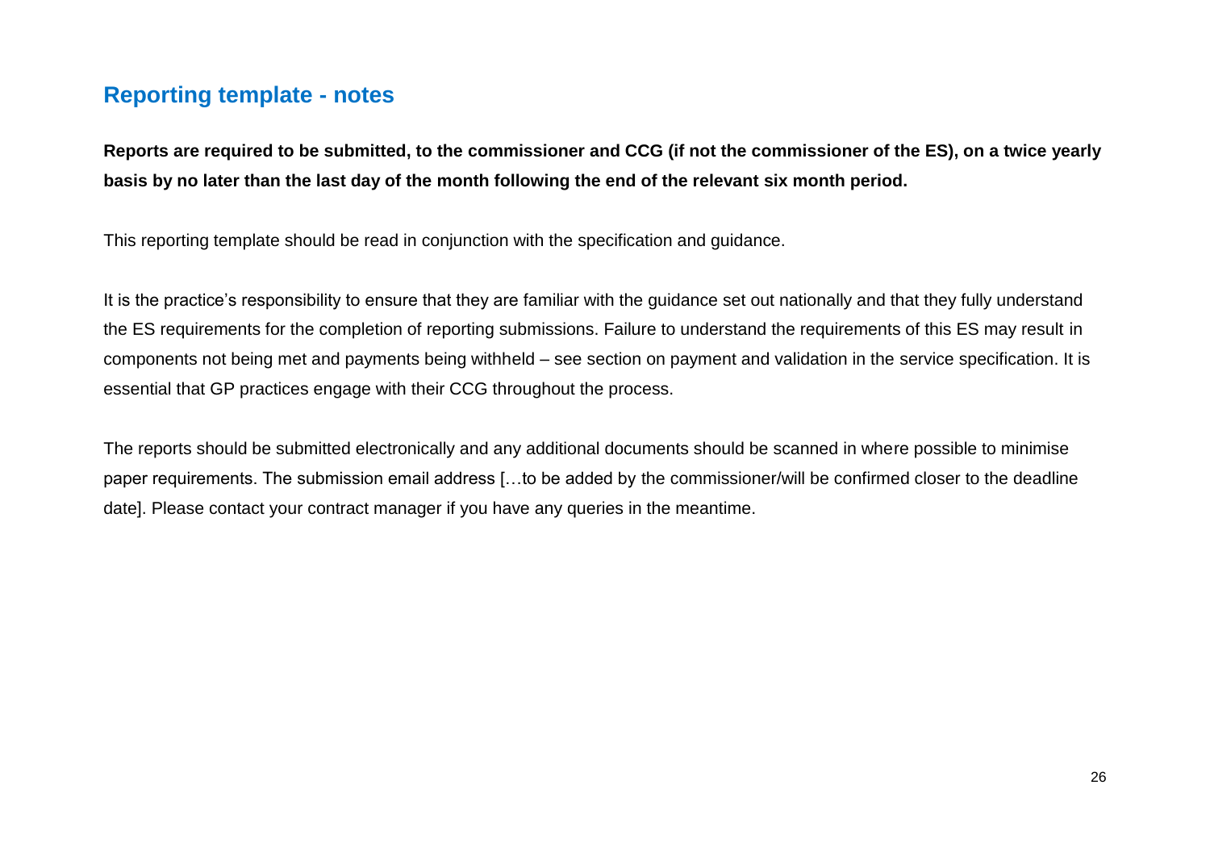## Reporting template - notes

**Reports are required to be submitted, to the commissioner and CCG (if not the commissioner of the ES), on a twice yearly basis by no later than the last day of the month following the end of the relevant six month period.**

This reporting template should be read in conjunction with the specification and guidance.

It is the practice's responsibility to ensure that they are familiar with the guidance set out nationally and that they fully understand the ES requirements for the completion of reporting submissions. Failure to understand the requirements of this ES may result in components not being met and payments being withheld – see section on payment and validation in the service specification. It is essential that GP practices engage with their CCG throughout the process.

The reports should be submitted electronically and any additional documents should be scanned in where possible to minimise paper requirements. The submission email address […to be added by the commissioner/will be confirmed closer to the deadline date]. Please contact your contract manager if you have any queries in the meantime.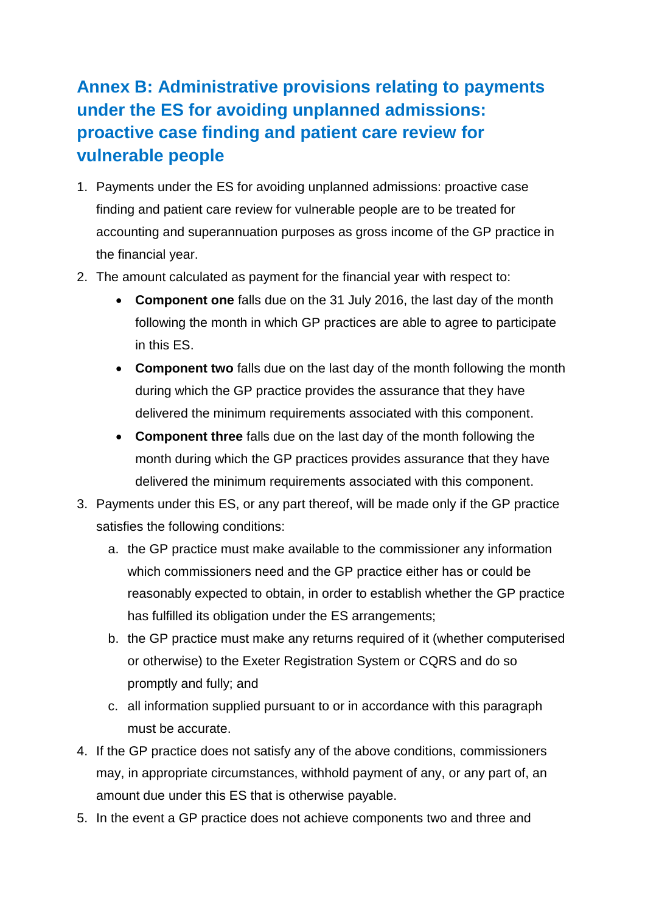## Annex B: Administrative provisions relating to payments under the ES for avoiding unplanned admissions: proactive case finding and patient care review for vulnerable people

1. Payments under the ES for avoiding unplanned admissions: proactive case finding and patient care review for vulnerable people are to be treated for accounting and superannuation purposes as gross income of the GP practice in the financial year.
2. The amount calculated as payment for the financial year with respect to:
   - **Component one** falls due on the 31 July 2016, the last day of the month following the month in which GP practices are able to agree to participate in this ES.
   - **Component two** falls due on the last day of the month following the month during which the GP practice provides the assurance that they have delivered the minimum requirements associated with this component.
   - **Component three** falls due on the last day of the month following the month during which the GP practices provides assurance that they have delivered the minimum requirements associated with this component.
3. Payments under this ES, or any part thereof, will be made only if the GP practice satisfies the following conditions:
   a. the GP practice must make available to the commissioner any information which commissioners need and the GP practice either has or could be reasonably expected to obtain, in order to establish whether the GP practice has fulfilled its obligation under the ES arrangements;
   b. the GP practice must make any returns required of it (whether computerised or otherwise) to the Exeter Registration System or CQRS and do so promptly and fully; and
   c. all information supplied pursuant to or in accordance with this paragraph must be accurate.
4. If the GP practice does not satisfy any of the above conditions, commissioners may, in appropriate circumstances, withhold payment of any, or any part of, an amount due under this ES that is otherwise payable.
5. In the event a GP practice does not achieve components two and three and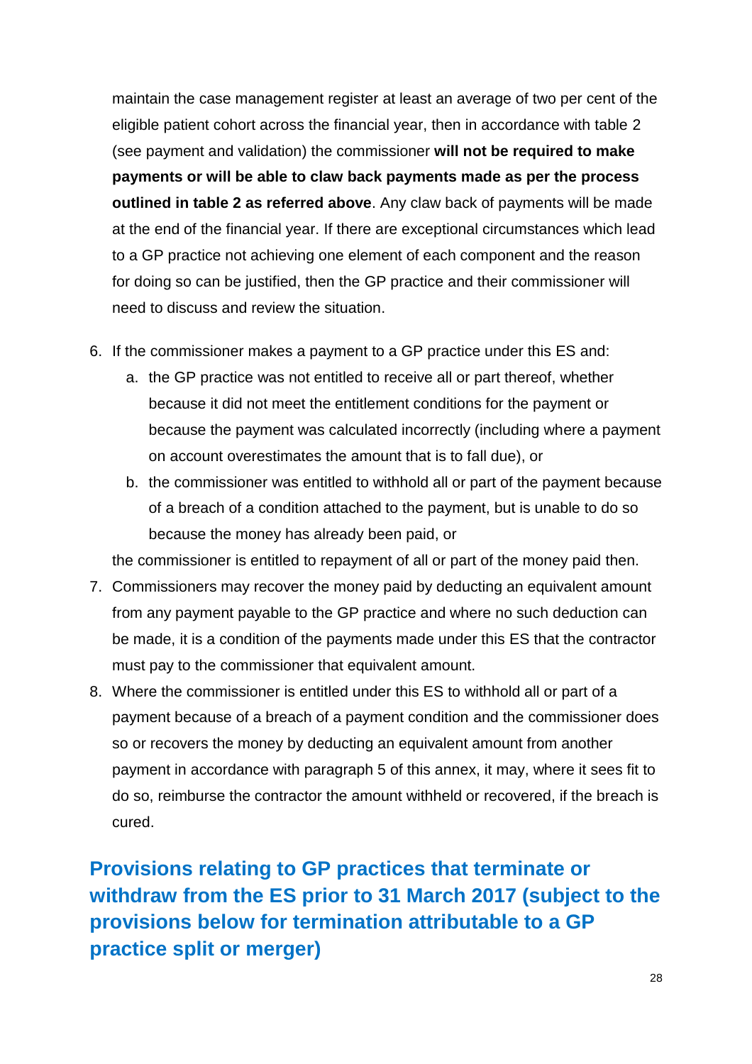maintain the case management register at least an average of two per cent of the eligible patient cohort across the financial year, then in accordance with table 2 (see payment and validation) the commissioner **will not be required to make payments or will be able to claw back payments made as per the process outlined in table 2 as referred above**. Any claw back of payments will be made at the end of the financial year. If there are exceptional circumstances which lead to a GP practice not achieving one element of each component and the reason for doing so can be justified, then the GP practice and their commissioner will need to discuss and review the situation.

6. If the commissioner makes a payment to a GP practice under this ES and:
   a. the GP practice was not entitled to receive all or part thereof, whether because it did not meet the entitlement conditions for the payment or because the payment was calculated incorrectly (including where a payment on account overestimates the amount that is to fall due), or
   b. the commissioner was entitled to withhold all or part of the payment because of a breach of a condition attached to the payment, but is unable to do so because the money has already been paid, or

   the commissioner is entitled to repayment of all or part of the money paid then.
7. Commissioners may recover the money paid by deducting an equivalent amount from any payment payable to the GP practice and where no such deduction can be made, it is a condition of the payments made under this ES that the contractor must pay to the commissioner that equivalent amount.
8. Where the commissioner is entitled under this ES to withhold all or part of a payment because of a breach of a payment condition and the commissioner does so or recovers the money by deducting an equivalent amount from another payment in accordance with paragraph 5 of this annex, it may, where it sees fit to do so, reimburse the contractor the amount withheld or recovered, if the breach is cured.

## Provisions relating to GP practices that terminate or withdraw from the ES prior to 31 March 2017 (subject to the provisions below for termination attributable to a GP practice split or merger)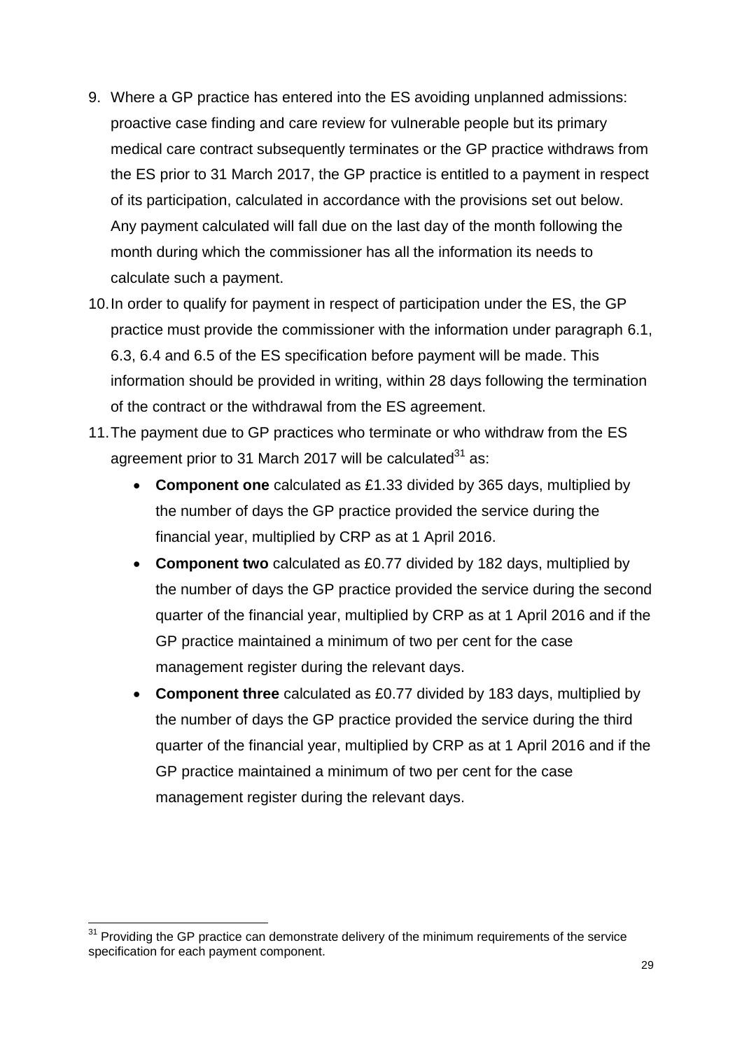9. Where a GP practice has entered into the ES avoiding unplanned admissions: proactive case finding and care review for vulnerable people but its primary medical care contract subsequently terminates or the GP practice withdraws from the ES prior to 31 March 2017, the GP practice is entitled to a payment in respect of its participation, calculated in accordance with the provisions set out below. Any payment calculated will fall due on the last day of the month following the month during which the commissioner has all the information its needs to calculate such a payment.
10. In order to qualify for payment in respect of participation under the ES, the GP practice must provide the commissioner with the information under paragraph 6.1, 6.3, 6.4 and 6.5 of the ES specification before payment will be made. This information should be provided in writing, within 28 days following the termination of the contract or the withdrawal from the ES agreement.
11. The payment due to GP practices who terminate or who withdraw from the ES agreement prior to 31 March 2017 will be calculated[31] as:
    - **Component one** calculated as £1.33 divided by 365 days, multiplied by the number of days the GP practice provided the service during the financial year, multiplied by CRP as at 1 April 2016.
    - **Component two** calculated as £0.77 divided by 182 days, multiplied by the number of days the GP practice provided the service during the second quarter of the financial year, multiplied by CRP as at 1 April 2016 and if the GP practice maintained a minimum of two per cent for the case management register during the relevant days.
    - **Component three** calculated as £0.77 divided by 183 days, multiplied by the number of days the GP practice provided the service during the third quarter of the financial year, multiplied by CRP as at 1 April 2016 and if the GP practice maintained a minimum of two per cent for the case management register during the relevant days.

[31] Providing the GP practice can demonstrate delivery of the minimum requirements of the service specification for each payment component.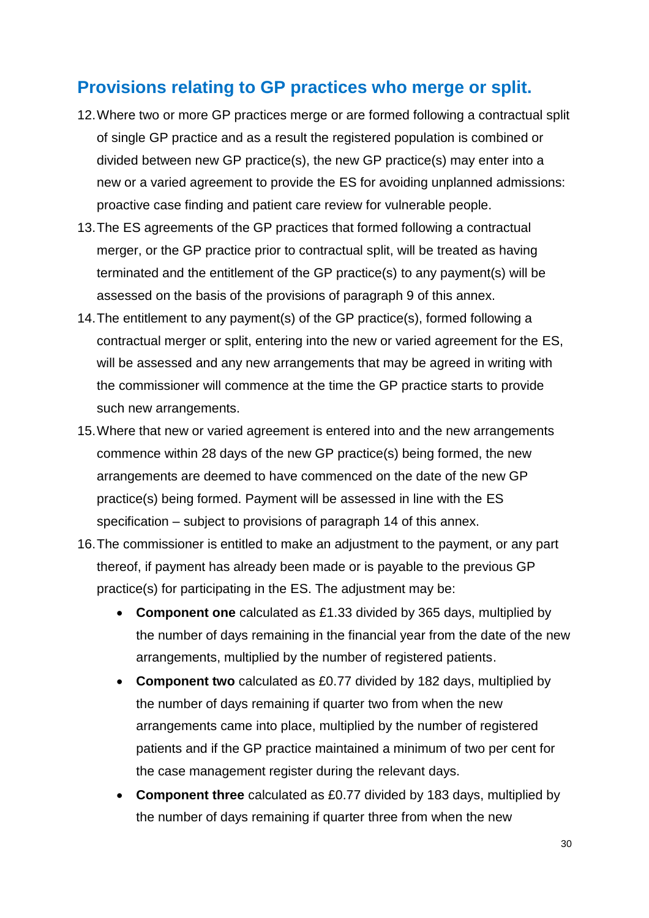## Provisions relating to GP practices who merge or split.

12. Where two or more GP practices merge or are formed following a contractual split of single GP practice and as a result the registered population is combined or divided between new GP practice(s), the new GP practice(s) may enter into a new or a varied agreement to provide the ES for avoiding unplanned admissions: proactive case finding and patient care review for vulnerable people.
13. The ES agreements of the GP practices that formed following a contractual merger, or the GP practice prior to contractual split, will be treated as having terminated and the entitlement of the GP practice(s) to any payment(s) will be assessed on the basis of the provisions of paragraph 9 of this annex.
14. The entitlement to any payment(s) of the GP practice(s), formed following a contractual merger or split, entering into the new or varied agreement for the ES, will be assessed and any new arrangements that may be agreed in writing with the commissioner will commence at the time the GP practice starts to provide such new arrangements.
15. Where that new or varied agreement is entered into and the new arrangements commence within 28 days of the new GP practice(s) being formed, the new arrangements are deemed to have commenced on the date of the new GP practice(s) being formed. Payment will be assessed in line with the ES specification – subject to provisions of paragraph 14 of this annex.
16. The commissioner is entitled to make an adjustment to the payment, or any part thereof, if payment has already been made or is payable to the previous GP practice(s) for participating in the ES. The adjustment may be:
    - **Component one** calculated as £1.33 divided by 365 days, multiplied by the number of days remaining in the financial year from the date of the new arrangements, multiplied by the number of registered patients.
    - **Component two** calculated as £0.77 divided by 182 days, multiplied by the number of days remaining if quarter two from when the new arrangements came into place, multiplied by the number of registered patients and if the GP practice maintained a minimum of two per cent for the case management register during the relevant days.
    - **Component three** calculated as £0.77 divided by 183 days, multiplied by the number of days remaining if quarter three from when the new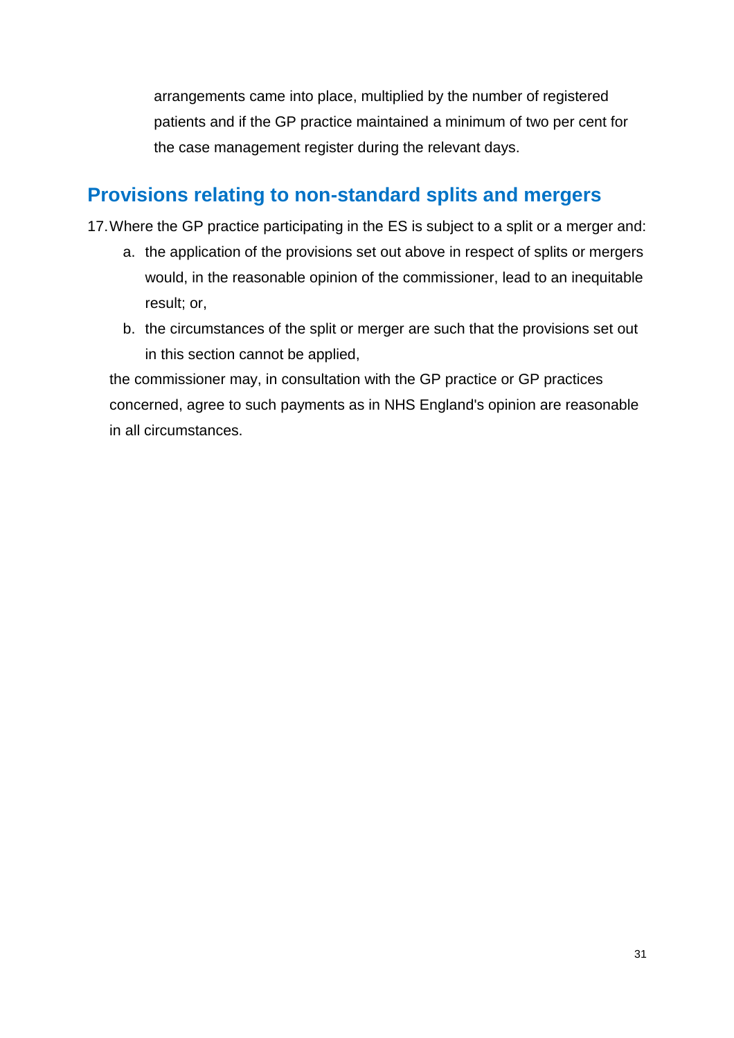arrangements came into place, multiplied by the number of registered patients and if the GP practice maintained a minimum of two per cent for the case management register during the relevant days.

## Provisions relating to non-standard splits and mergers

17. Where the GP practice participating in the ES is subject to a split or a merger and:
    a. the application of the provisions set out above in respect of splits or mergers would, in the reasonable opinion of the commissioner, lead to an inequitable result; or,
    b. the circumstances of the split or merger are such that the provisions set out in this section cannot be applied,

    the commissioner may, in consultation with the GP practice or GP practices concerned, agree to such payments as in NHS England's opinion are reasonable in all circumstances.